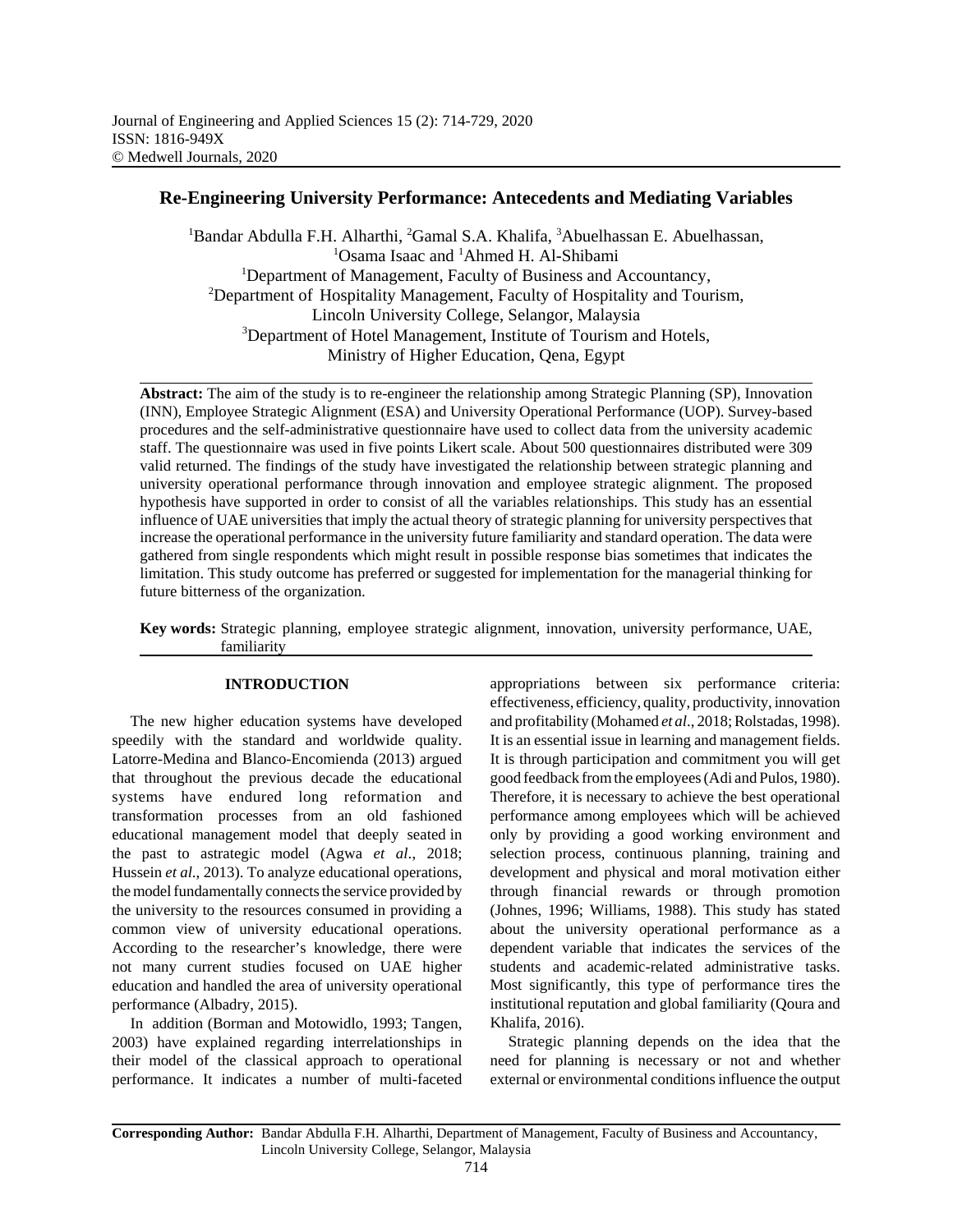# Re-Engineering University Performance: Antecedents and Mediating Variables

[1]Bandar Abdulla F.H. Alharthi, [2]Gamal S.A. Khalifa, [3]Abuelhassan E. Abuelhassan, [1]Osama Isaac and [1]Ahmed H. Al-Shibami

[1]Department of Management, Faculty of Business and Accountancy,
[2]Department of Hospitality Management, Faculty of Hospitality and Tourism, Lincoln University College, Selangor, Malaysia
[3]Department of Hotel Management, Institute of Tourism and Hotels, Ministry of Higher Education, Qena, Egypt

**Abstract:** The aim of the study is to re-engineer the relationship among Strategic Planning (SP), Innovation (INN), Employee Strategic Alignment (ESA) and University Operational Performance (UOP). Survey-based procedures and the self-administrative questionnaire have used to collect data from the university academic staff. The questionnaire was used in five points Likert scale. About 500 questionnaires distributed were 309 valid returned. The findings of the study have investigated the relationship between strategic planning and university operational performance through innovation and employee strategic alignment. The proposed hypothesis have supported in order to consist of all the variables relationships. This study has an essential influence of UAE universities that imply the actual theory of strategic planning for university perspectives that increase the operational performance in the university future familiarity and standard operation. The data were gathered from single respondents which might result in possible response bias sometimes that indicates the limitation. This study outcome has preferred or suggested for implementation for the managerial thinking for future bitterness of the organization.

**Key words:** Strategic planning, employee strategic alignment, innovation, university performance, UAE, familiarity

## INTRODUCTION

The new higher education systems have developed speedily with the standard and worldwide quality. Latorre-Medina and Blanco-Encomienda (2013) argued that throughout the previous decade the educational systems have endured long reformation and transformation processes from an old fashioned educational management model that deeply seated in the past to astrategic model (Agwa *et al*., 2018; Hussein *et al*., 2013). To analyze educational operations, the model fundamentally connects the service provided by the university to the resources consumed in providing a common view of university educational operations. According to the researcher's knowledge, there were not many current studies focused on UAE higher education and handled the area of university operational performance (Albadry, 2015).

In addition (Borman and Motowidlo, 1993; Tangen, 2003) have explained regarding interrelationships in their model of the classical approach to operational performance. It indicates a number of multi-faceted appropriations between six performance criteria: effectiveness, efficiency, quality, productivity, innovation and profitability (Mohamed *et al*., 2018; Rolstadas, 1998). It is an essential issue in learning and management fields. It is through participation and commitment you will get good feedback from the employees (Adi and Pulos, 1980). Therefore, it is necessary to achieve the best operational performance among employees which will be achieved only by providing a good working environment and selection process, continuous planning, training and development and physical and moral motivation either through financial rewards or through promotion (Johnes, 1996; Williams, 1988). This study has stated about the university operational performance as a dependent variable that indicates the services of the students and academic-related administrative tasks. Most significantly, this type of performance tires the institutional reputation and global familiarity (Qoura and Khalifa, 2016).

Strategic planning depends on the idea that the need for planning is necessary or not and whether external or environmental conditions influence the output

**Corresponding Author:** Bandar Abdulla F.H. Alharthi, Department of Management, Faculty of Business and Accountancy, Lincoln University College, Selangor, Malaysia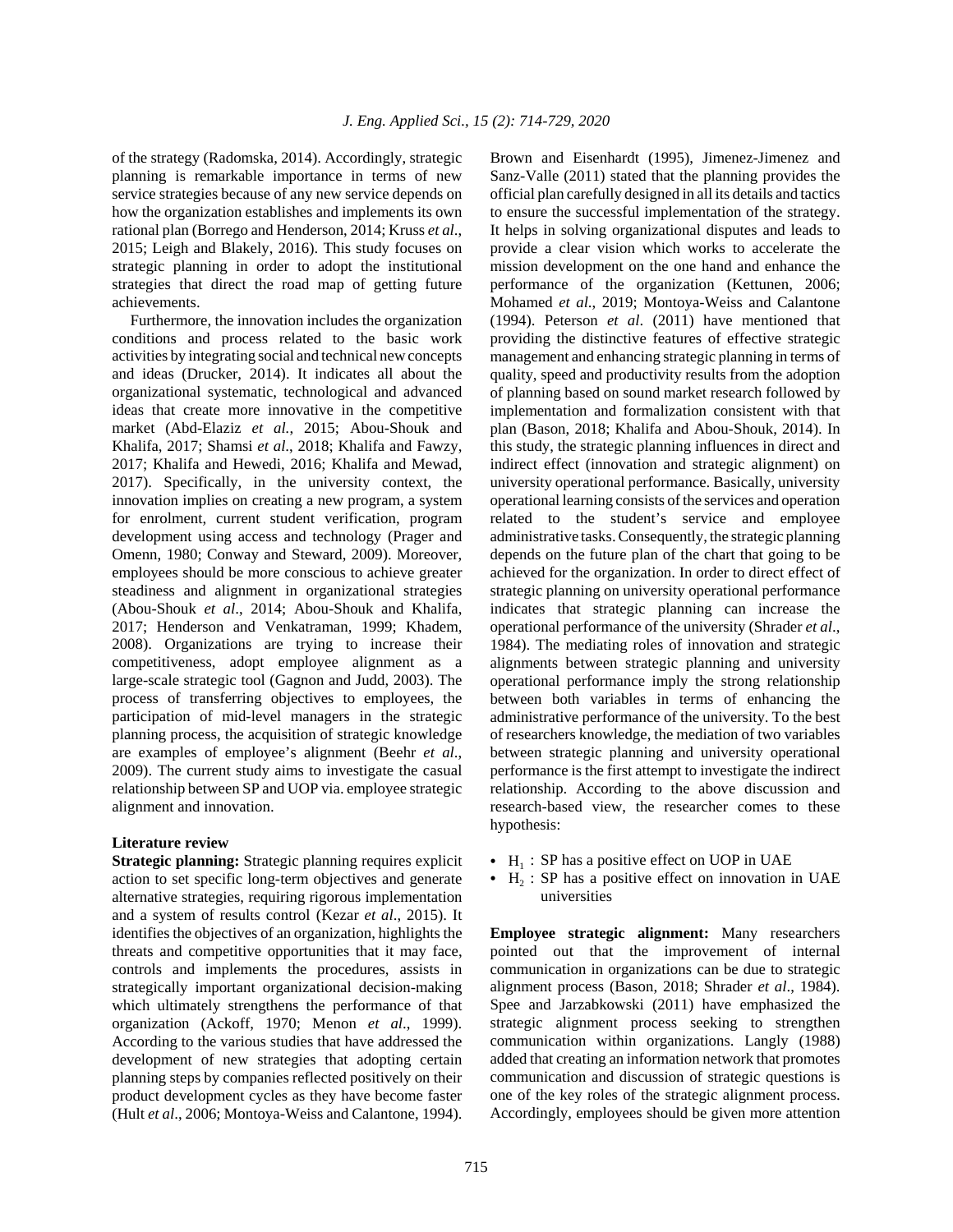of the strategy (Radomska, 2014). Accordingly, strategic planning is remarkable importance in terms of new service strategies because of any new service depends on how the organization establishes and implements its own rational plan (Borrego and Henderson, 2014; Kruss *et al*., 2015; Leigh and Blakely, 2016). This study focuses on strategic planning in order to adopt the institutional strategies that direct the road map of getting future achievements.

Furthermore, the innovation includes the organization conditions and process related to the basic work activities by integrating social and technical new concepts and ideas (Drucker, 2014). It indicates all about the organizational systematic, technological and advanced ideas that create more innovative in the competitive market (Abd-Elaziz *et al.*, 2015; Abou-Shouk and Khalifa, 2017; Shamsi *et al*., 2018; Khalifa and Fawzy, 2017; Khalifa and Hewedi, 2016; Khalifa and Mewad, 2017). Specifically, in the university context, the innovation implies on creating a new program, a system for enrolment, current student verification, program development using access and technology (Prager and Omenn, 1980; Conway and Steward, 2009). Moreover, employees should be more conscious to achieve greater steadiness and alignment in organizational strategies (Abou-Shouk *et al*., 2014; Abou-Shouk and Khalifa, 2017; Henderson and Venkatraman, 1999; Khadem, 2008). Organizations are trying to increase their competitiveness, adopt employee alignment as a large-scale strategic tool (Gagnon and Judd, 2003). The process of transferring objectives to employees, the participation of mid-level managers in the strategic planning process, the acquisition of strategic knowledge are examples of employee's alignment (Beehr *et al*., 2009). The current study aims to investigate the casual relationship between SP and UOP via. employee strategic alignment and innovation.

## Literature review

**Strategic planning:** Strategic planning requires explicit action to set specific long-term objectives and generate alternative strategies, requiring rigorous implementation and a system of results control (Kezar *et al*., 2015). It identifies the objectives of an organization, highlights the threats and competitive opportunities that it may face, controls and implements the procedures, assists in strategically important organizational decision-making which ultimately strengthens the performance of that organization (Ackoff, 1970; Menon *et al*., 1999). According to the various studies that have addressed the development of new strategies that adopting certain planning steps by companies reflected positively on their product development cycles as they have become faster (Hult *et al*., 2006; Montoya-Weiss and Calantone, 1994). Brown and Eisenhardt (1995), Jimenez-Jimenez and Sanz-Valle (2011) stated that the planning provides the official plan carefully designed in all its details and tactics to ensure the successful implementation of the strategy. It helps in solving organizational disputes and leads to provide a clear vision which works to accelerate the mission development on the one hand and enhance the performance of the organization (Kettunen, 2006; Mohamed *et al*., 2019; Montoya-Weiss and Calantone (1994). Peterson *et al*. (2011) have mentioned that providing the distinctive features of effective strategic management and enhancing strategic planning in terms of quality, speed and productivity results from the adoption of planning based on sound market research followed by implementation and formalization consistent with that plan (Bason, 2018; Khalifa and Abou-Shouk, 2014). In this study, the strategic planning influences in direct and indirect effect (innovation and strategic alignment) on university operational performance. Basically, university operational learning consists of the services and operation related to the student's service and employee administrative tasks. Consequently, the strategic planning depends on the future plan of the chart that going to be achieved for the organization. In order to direct effect of strategic planning on university operational performance indicates that strategic planning can increase the operational performance of the university (Shrader *et al*., 1984). The mediating roles of innovation and strategic alignments between strategic planning and university operational performance imply the strong relationship between both variables in terms of enhancing the administrative performance of the university. To the best of researchers knowledge, the mediation of two variables between strategic planning and university operational performance is the first attempt to investigate the indirect relationship. According to the above discussion and research-based view, the researcher comes to these hypothesis:

- $H_1$ : SP has a positive effect on UOP in UAE
- $H_2$ : SP has a positive effect on innovation in UAE universities

**Employee strategic alignment:** Many researchers pointed out that the improvement of internal communication in organizations can be due to strategic alignment process (Bason, 2018; Shrader *et al*., 1984). Spee and Jarzabkowski (2011) have emphasized the strategic alignment process seeking to strengthen communication within organizations. Langly (1988) added that creating an information network that promotes communication and discussion of strategic questions is one of the key roles of the strategic alignment process. Accordingly, employees should be given more attention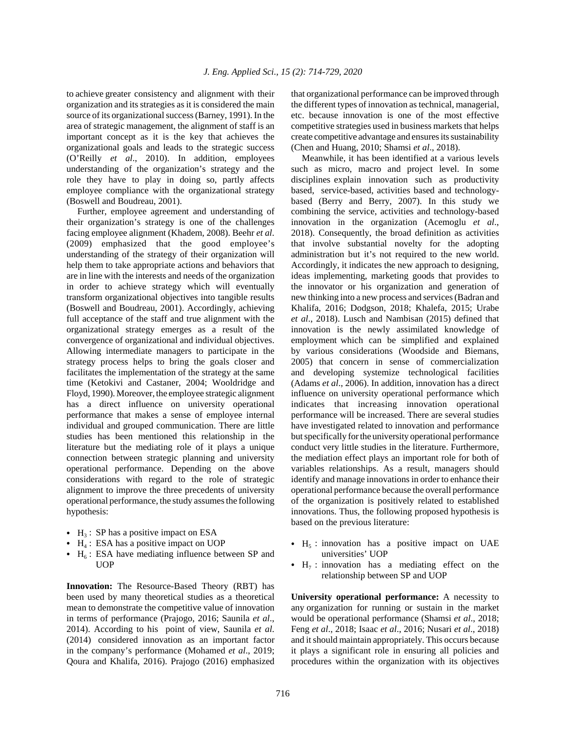to achieve greater consistency and alignment with their organization and its strategies as it is considered the main source of its organizational success (Barney, 1991). In the area of strategic management, the alignment of staff is an important concept as it is the key that achieves the organizational goals and leads to the strategic success (O'Reilly *et al*., 2010). In addition, employees understanding of the organization's strategy and the role they have to play in doing so, partly affects employee compliance with the organizational strategy (Boswell and Boudreau, 2001).

Further, employee agreement and understanding of their organization's strategy is one of the challenges facing employee alignment (Khadem, 2008). Beehr *et al*. (2009) emphasized that the good employee's understanding of the strategy of their organization will help them to take appropriate actions and behaviors that are in line with the interests and needs of the organization in order to achieve strategy which will eventually transform organizational objectives into tangible results (Boswell and Boudreau, 2001). Accordingly, achieving full acceptance of the staff and true alignment with the organizational strategy emerges as a result of the convergence of organizational and individual objectives. Allowing intermediate managers to participate in the strategy process helps to bring the goals closer and facilitates the implementation of the strategy at the same time (Ketokivi and Castaner, 2004; Wooldridge and Floyd, 1990). Moreover, the employee strategic alignment has a direct influence on university operational performance that makes a sense of employee internal individual and grouped communication. There are little studies has been mentioned this relationship in the literature but the mediating role of it plays a unique connection between strategic planning and university operational performance. Depending on the above considerations with regard to the role of strategic alignment to improve the three precedents of university operational performance, the study assumes the following hypothesis:

- $H_3$ : SP has a positive impact on ESA
- $H_4$ : ESA has a positive impact on UOP
- $H_6$ : ESA have mediating influence between SP and UOP

**Innovation:** The Resource-Based Theory (RBT) has been used by many theoretical studies as a theoretical mean to demonstrate the competitive value of innovation in terms of performance (Prajogo, 2016; Saunila *et al*., 2014). According to his point of view, Saunila *et al.* (2014) considered innovation as an important factor in the company's performance (Mohamed *et al*., 2019; Qoura and Khalifa, 2016). Prajogo (2016) emphasized that organizational performance can be improved through the different types of innovation as technical, managerial, etc. because innovation is one of the most effective competitive strategies used in business markets that helps create competitive advantage and ensures its sustainability (Chen and Huang, 2010; Shamsi *et al*., 2018).

Meanwhile, it has been identified at a various levels such as micro, macro and project level. In some disciplines explain innovation such as productivity based, service-based, activities based and technology-based (Berry and Berry, 2007). In this study we combining the service, activities and technology-based innovation in the organization (Acemoglu *et al*., 2018). Consequently, the broad definition as activities that involve substantial novelty for the adopting administration but it's not required to the new world. Accordingly, it indicates the new approach to designing, ideas implementing, marketing goods that provides to the innovator or his organization and generation of new thinking into a new process and services (Badran and Khalifa, 2016; Dodgson, 2018; Khalefa, 2015; Urabe *et al*., 2018). Lusch and Nambisan (2015) defined that innovation is the newly assimilated knowledge of employment which can be simplified and explained by various considerations (Woodside and Biemans, 2005) that concern in sense of commercialization and developing systemize technological facilities (Adams *et al*., 2006). In addition, innovation has a direct influence on university operational performance which indicates that increasing innovation operational performance will be increased. There are several studies have investigated related to innovation and performance but specifically for the university operational performance conduct very little studies in the literature. Furthermore, the mediation effect plays an important role for both of variables relationships. As a result, managers should identify and manage innovations in order to enhance their operational performance because the overall performance of the organization is positively related to established innovations. Thus, the following proposed hypothesis is based on the previous literature:

- $H_5$ : innovation has a positive impact on UAE universities' UOP
- $H_7$ : innovation has a mediating effect on the relationship between SP and UOP

**University operational performance:** A necessity to any organization for running or sustain in the market would be operational performance (Shamsi *et al*., 2018; Feng *et al*., 2018; Isaac *et al*., 2016; Nusari *et al*., 2018) and it should maintain appropriately. This occurs because it plays a significant role in ensuring all policies and procedures within the organization with its objectives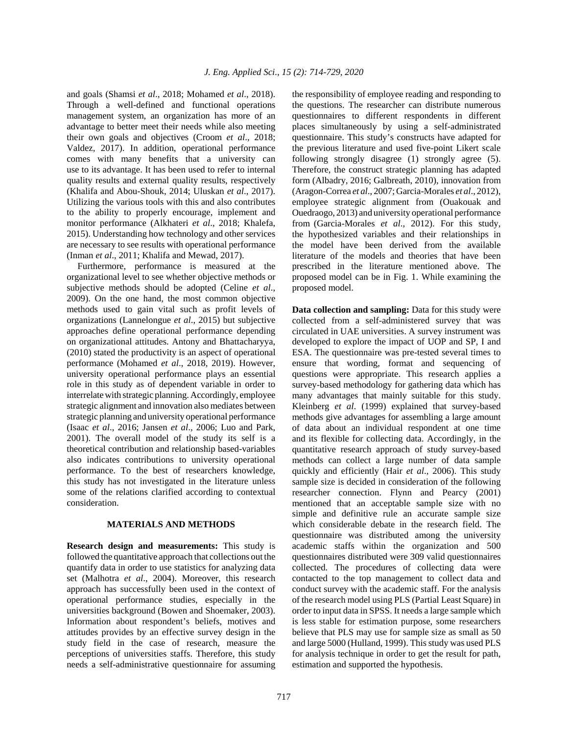and goals (Shamsi *et al*., 2018; Mohamed *et al*., 2018). Through a well-defined and functional operations management system, an organization has more of an advantage to better meet their needs while also meeting their own goals and objectives (Croom *et al*., 2018; Valdez, 2017). In addition, operational performance comes with many benefits that a university can use to its advantage. It has been used to refer to internal quality results and external quality results, respectively (Khalifa and Abou-Shouk, 2014; Uluskan *et al*., 2017). Utilizing the various tools with this and also contributes to the ability to properly encourage, implement and monitor performance (Alkhateri *et al*., 2018; Khalefa, 2015). Understanding how technology and other services are necessary to see results with operational performance (Inman *et al*., 2011; Khalifa and Mewad, 2017).

Furthermore, performance is measured at the organizational level to see whether objective methods or subjective methods should be adopted (Celine *et al*., 2009). On the one hand, the most common objective methods used to gain vital such as profit levels of organizations (Lannelongue *et al*., 2015) but subjective approaches define operational performance depending on organizational attitudes. Antony and Bhattacharyya, (2010) stated the productivity is an aspect of operational performance (Mohamed *et al*., 2018, 2019). However, university operational performance plays an essential role in this study as of dependent variable in order to interrelate with strategic planning. Accordingly, employee strategic alignment and innovation also mediates between strategic planning and university operational performance (Isaac *et al*., 2016; Jansen *et al*., 2006; Luo and Park, 2001). The overall model of the study its self is a theoretical contribution and relationship based-variables also indicates contributions to university operational performance. To the best of researchers knowledge, this study has not investigated in the literature unless some of the relations clarified according to contextual consideration.

## MATERIALS AND METHODS

**Research design and measurements:** This study is followed the quantitative approach that collections out the quantify data in order to use statistics for analyzing data set (Malhotra *et al*., 2004). Moreover, this research approach has successfully been used in the context of operational performance studies, especially in the universities background (Bowen and Shoemaker, 2003). Information about respondent's beliefs, motives and attitudes provides by an effective survey design in the study field in the case of research, measure the perceptions of universities staffs. Therefore, this study needs a self-administrative questionnaire for assuming the responsibility of employee reading and responding to the questions. The researcher can distribute numerous questionnaires to different respondents in different places simultaneously by using a self-administrated questionnaire. This study's constructs have adapted for the previous literature and used five-point Likert scale following strongly disagree (1) strongly agree (5). Therefore, the construct strategic planning has adapted form (Albadry, 2016; Galbreath, 2010), innovation from (Aragon-Correa *et al*., 2007; Garcia-Morales *et al*., 2012), employee strategic alignment from (Ouakouak and Ouedraogo, 2013) and university operational performance from (Garcia-Morales *et al*., 2012). For this study, the hypothesized variables and their relationships in the model have been derived from the available literature of the models and theories that have been prescribed in the literature mentioned above. The proposed model can be in Fig. 1. While examining the proposed model.

**Data collection and sampling:** Data for this study were collected from a self-administered survey that was circulated in UAE universities. A survey instrument was developed to explore the impact of UOP and SP, I and ESA. The questionnaire was pre-tested several times to ensure that wording, format and sequencing of questions were appropriate. This research applies a survey-based methodology for gathering data which has many advantages that mainly suitable for this study. Kleinberg *et al*. (1999) explained that survey-based methods give advantages for assembling a large amount of data about an individual respondent at one time and its flexible for collecting data. Accordingly, in the quantitative research approach of study survey-based methods can collect a large number of data sample quickly and efficiently (Hair *et al*., 2006). This study sample size is decided in consideration of the following researcher connection. Flynn and Pearcy (2001) mentioned that an acceptable sample size with no simple and definitive rule an accurate sample size which considerable debate in the research field. The questionnaire was distributed among the university academic staffs within the organization and 500 questionnaires distributed were 309 valid questionnaires collected. The procedures of collecting data were contacted to the top management to collect data and conduct survey with the academic staff. For the analysis of the research model using PLS (Partial Least Square) in order to input data in SPSS. It needs a large sample which is less stable for estimation purpose, some researchers believe that PLS may use for sample size as small as 50 and large 5000 (Hulland, 1999). This study was used PLS for analysis technique in order to get the result for path, estimation and supported the hypothesis.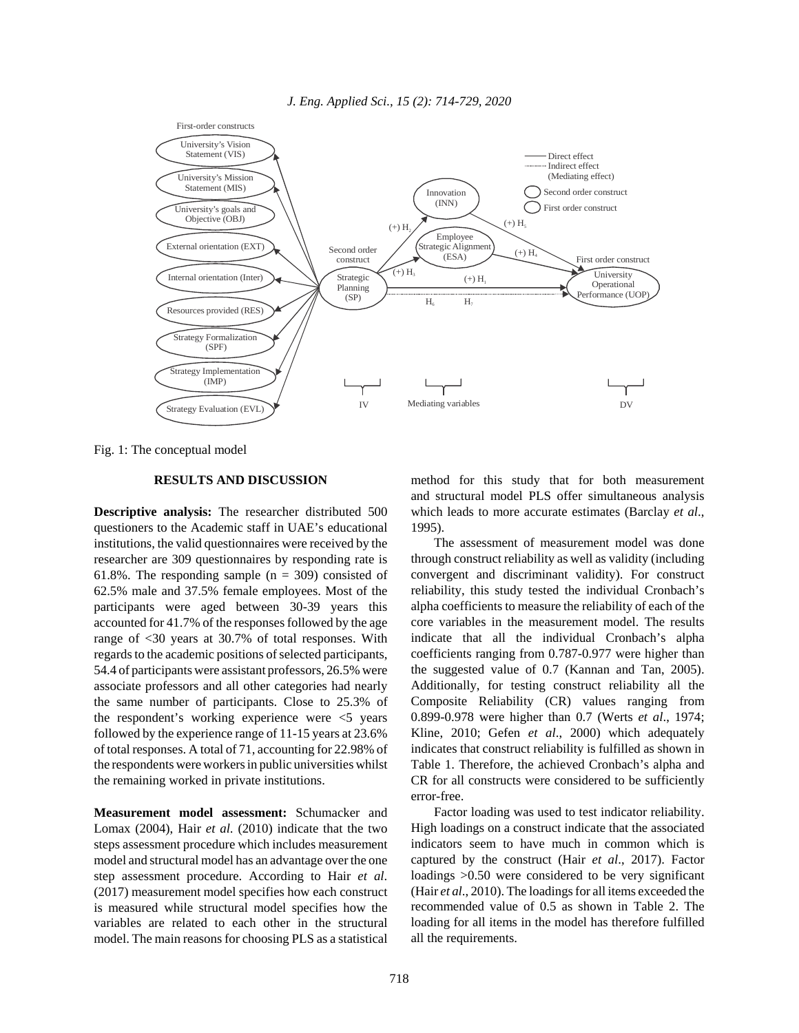Fig. 1: The conceptual model

## RESULTS AND DISCUSSION

**Descriptive analysis:** The researcher distributed 500 questioners to the Academic staff in UAE's educational institutions, the valid questionnaires were received by the researcher are 309 questionnaires by responding rate is 61.8%. The responding sample (n = 309) consisted of 62.5% male and 37.5% female employees. Most of the participants were aged between 30-39 years this accounted for 41.7% of the responses followed by the age range of <30 years at 30.7% of total responses. With regards to the academic positions of selected participants, 54.4 of participants were assistant professors, 26.5% were associate professors and all other categories had nearly the same number of participants. Close to 25.3% of the respondent's working experience were <5 years followed by the experience range of 11-15 years at 23.6% of total responses. A total of 71, accounting for 22.98% of the respondents were workers in public universities whilst the remaining worked in private institutions.

**Measurement model assessment:** Schumacker and Lomax (2004), Hair *et al*. (2010) indicate that the two steps assessment procedure which includes measurement model and structural model has an advantage over the one step assessment procedure. According to Hair *et al*. (2017) measurement model specifies how each construct is measured while structural model specifies how the variables are related to each other in the structural model. The main reasons for choosing PLS as a statistical method for this study that for both measurement and structural model PLS offer simultaneous analysis which leads to more accurate estimates (Barclay *et al*., 1995).

The assessment of measurement model was done through construct reliability as well as validity (including convergent and discriminant validity). For construct reliability, this study tested the individual Cronbach's alpha coefficients to measure the reliability of each of the core variables in the measurement model. The results indicate that all the individual Cronbach's alpha coefficients ranging from 0.787-0.977 were higher than the suggested value of 0.7 (Kannan and Tan, 2005). Additionally, for testing construct reliability all the Composite Reliability (CR) values ranging from 0.899-0.978 were higher than 0.7 (Werts *et al*., 1974; Kline, 2010; Gefen *et al*., 2000) which adequately indicates that construct reliability is fulfilled as shown in Table 1. Therefore, the achieved Cronbach's alpha and CR for all constructs were considered to be sufficiently error-free.

Factor loading was used to test indicator reliability. High loadings on a construct indicate that the associated indicators seem to have much in common which is captured by the construct (Hair *et al*., 2017). Factor loadings >0.50 were considered to be very significant (Hair *et al*., 2010). The loadings for all items exceeded the recommended value of 0.5 as shown in Table 2. The loading for all items in the model has therefore fulfilled all the requirements.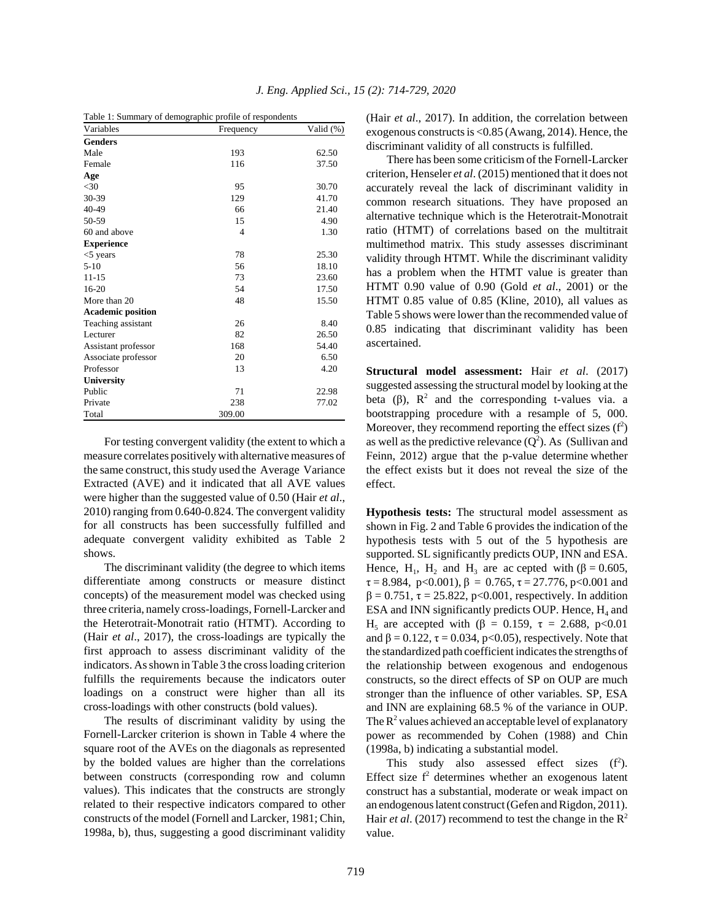Table 1: Summary of demographic profile of respondents

| Variables | Frequency | Valid (%) |
|---|---|---|
| **Genders** | | |
| Male | 193 | 62.50 |
| Female | 116 | 37.50 |
| **Age** | | |
| <30 | 95 | 30.70 |
| 30-39 | 129 | 41.70 |
| 40-49 | 66 | 21.40 |
| 50-59 | 15 | 4.90 |
| 60 and above | 4 | 1.30 |
| **Experience** | | |
| <5 years | 78 | 25.30 |
| 5-10 | 56 | 18.10 |
| 11-15 | 73 | 23.60 |
| 16-20 | 54 | 17.50 |
| More than 20 | 48 | 15.50 |
| **Academic position** | | |
| Teaching assistant | 26 | 8.40 |
| Lecturer | 82 | 26.50 |
| Assistant professor | 168 | 54.40 |
| Associate professor | 20 | 6.50 |
| Professor | 13 | 4.20 |
| **University** | | |
| Public | 71 | 22.98 |
| Private | 238 | 77.02 |
| Total | 309.00 | |

For testing convergent validity (the extent to which a measure correlates positively with alternative measures of the same construct, this study used the Average Variance Extracted (AVE) and it indicated that all AVE values were higher than the suggested value of 0.50 (Hair *et al*., 2010) ranging from 0.640-0.824. The convergent validity for all constructs has been successfully fulfilled and adequate convergent validity exhibited as Table 2 shows.

The discriminant validity (the degree to which items differentiate among constructs or measure distinct concepts) of the measurement model was checked using three criteria, namely cross-loadings, Fornell-Larcker and the Heterotrait-Monotrait ratio (HTMT). According to (Hair *et al*., 2017), the cross-loadings are typically the first approach to assess discriminant validity of the indicators. As shown in Table 3 the cross loading criterion fulfills the requirements because the indicators outer loadings on a construct were higher than all its cross-loadings with other constructs (bold values).

The results of discriminant validity by using the Fornell-Larcker criterion is shown in Table 4 where the square root of the AVEs on the diagonals as represented by the bolded values are higher than the correlations between constructs (corresponding row and column values). This indicates that the constructs are strongly related to their respective indicators compared to other constructs of the model (Fornell and Larcker, 1981; Chin, 1998a, b), thus, suggesting a good discriminant validity (Hair *et al*., 2017). In addition, the correlation between exogenous constructs is <0.85 (Awang, 2014). Hence, the discriminant validity of all constructs is fulfilled.

There has been some criticism of the Fornell-Larcker criterion, Henseler *et al*. (2015) mentioned that it does not accurately reveal the lack of discriminant validity in common research situations. They have proposed an alternative technique which is the Heterotrait-Monotrait ratio (HTMT) of correlations based on the multitrait multimethod matrix. This study assesses discriminant validity through HTMT. While the discriminant validity has a problem when the HTMT value is greater than HTMT 0.90 value of 0.90 (Gold *et al*., 2001) or the HTMT 0.85 value of 0.85 (Kline, 2010), all values as Table 5 shows were lower than the recommended value of 0.85 indicating that discriminant validity has been ascertained.

**Structural model assessment:** Hair *et al*. (2017) suggested assessing the structural model by looking at the beta ($\beta$), $R^2$ and the corresponding t-values via. a bootstrapping procedure with a resample of 5, 000. Moreover, they recommend reporting the effect sizes ($f^2$) as well as the predictive relevance ($Q^2$). As (Sullivan and Feinn, 2012) argue that the p-value determine whether the effect exists but it does not reveal the size of the effect.

**Hypothesis tests:** The structural model assessment as shown in Fig. 2 and Table 6 provides the indication of the hypothesis tests with 5 out of the 5 hypothesis are supported. SL significantly predicts OUP, INN and ESA. Hence, $H_1$, $H_2$ and $H_3$ are ac cepted with ($\beta = 0.605$, $\tau = 8.984$, $p<0.001$), $\beta = 0.765$, $\tau = 27.776$, $p<0.001$ and $\beta = 0.751$, $\tau = 25.822$, $p<0.001$, respectively. In addition ESA and INN significantly predicts OUP. Hence, $H_4$ and $H_5$ are accepted with ($\beta = 0.159$, $\tau = 2.688$, $p<0.01$ and $\beta = 0.122$, $\tau = 0.034$, $p<0.05$), respectively. Note that the standardized path coefficient indicates the strengths of the relationship between exogenous and endogenous constructs, so the direct effects of SP on OUP are much stronger than the influence of other variables. SP, ESA and INN are explaining 68.5 % of the variance in OUP. The $R^2$ values achieved an acceptable level of explanatory power as recommended by Cohen (1988) and Chin (1998a, b) indicating a substantial model.

This study also assessed effect sizes ($f^2$). Effect size $f^2$ determines whether an exogenous latent construct has a substantial, moderate or weak impact on an endogenous latent construct (Gefen and Rigdon, 2011). Hair *et al*. (2017) recommend to test the change in the $R^2$ value.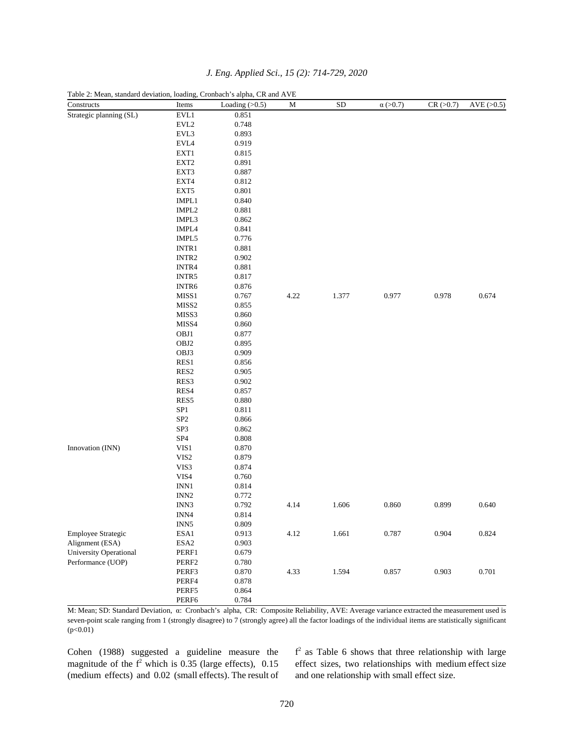Table 2: Mean, standard deviation, loading, Cronbach's alpha, CR and AVE

| Constructs | Items | Loading (>0.5) | M | SD | α (>0.7) | CR (>0.7) | AVE (>0.5) |
|---|---|---|---|---|---|---|---|
| Strategic planning (SL) | EVL1 | 0.851 | | | | | |
| | EVL2 | 0.748 | | | | | |
| | EVL3 | 0.893 | | | | | |
| | EVL4 | 0.919 | | | | | |
| | EXT1 | 0.815 | | | | | |
| | EXT2 | 0.891 | | | | | |
| | EXT3 | 0.887 | | | | | |
| | EXT4 | 0.812 | | | | | |
| | EXT5 | 0.801 | | | | | |
| | IMPL1 | 0.840 | | | | | |
| | IMPL2 | 0.881 | | | | | |
| | IMPL3 | 0.862 | | | | | |
| | IMPL4 | 0.841 | | | | | |
| | IMPL5 | 0.776 | | | | | |
| | INTR1 | 0.881 | | | | | |
| | INTR2 | 0.902 | | | | | |
| | INTR4 | 0.881 | | | | | |
| | INTR5 | 0.817 | | | | | |
| | INTR6 | 0.876 | | | | | |
| | MISS1 | 0.767 | 4.22 | 1.377 | 0.977 | 0.978 | 0.674 |
| | MISS2 | 0.855 | | | | | |
| | MISS3 | 0.860 | | | | | |
| | MISS4 | 0.860 | | | | | |
| | OBJ1 | 0.877 | | | | | |
| | OBJ2 | 0.895 | | | | | |
| | OBJ3 | 0.909 | | | | | |
| | RES1 | 0.856 | | | | | |
| | RES2 | 0.905 | | | | | |
| | RES3 | 0.902 | | | | | |
| | RES4 | 0.857 | | | | | |
| | RES5 | 0.880 | | | | | |
| | SP1 | 0.811 | | | | | |
| | SP2 | 0.866 | | | | | |
| | SP3 | 0.862 | | | | | |
| | SP4 | 0.808 | | | | | |
| Innovation (INN) | VIS1 | 0.870 | | | | | |
| | VIS2 | 0.879 | | | | | |
| | VIS3 | 0.874 | | | | | |
| | VIS4 | 0.760 | | | | | |
| | INN1 | 0.814 | | | | | |
| | INN2 | 0.772 | | | | | |
| | INN3 | 0.792 | 4.14 | 1.606 | 0.860 | 0.899 | 0.640 |
| | INN4 | 0.814 | | | | | |
| | INN5 | 0.809 | | | | | |
| Employee Strategic Alignment (ESA) | ESA1 | 0.913 | 4.12 | 1.661 | 0.787 | 0.904 | 0.824 |
| | ESA2 | 0.903 | | | | | |
| University Operational Performance (UOP) | PERF1 | 0.679 | | | | | |
| | PERF2 | 0.780 | | | | | |
| | PERF3 | 0.870 | 4.33 | 1.594 | 0.857 | 0.903 | 0.701 |
| | PERF4 | 0.878 | | | | | |
| | PERF5 | 0.864 | | | | | |
| | PERF6 | 0.784 | | | | | |

M: Mean; SD: Standard Deviation, α: Cronbach's alpha, CR: Composite Reliability, AVE: Average variance extracted the measurement used is seven-point scale ranging from 1 (strongly disagree) to 7 (strongly agree) all the factor loadings of the individual items are statistically significant ($p<0.01$)

Cohen (1988) suggested a guideline measure the magnitude of the $f^2$ which is 0.35 (large effects), 0.15 (medium effects) and 0.02 (small effects). The result of $f^2$ as Table 6 shows that three relationship with large effect sizes, two relationships with medium effect size and one relationship with small effect size.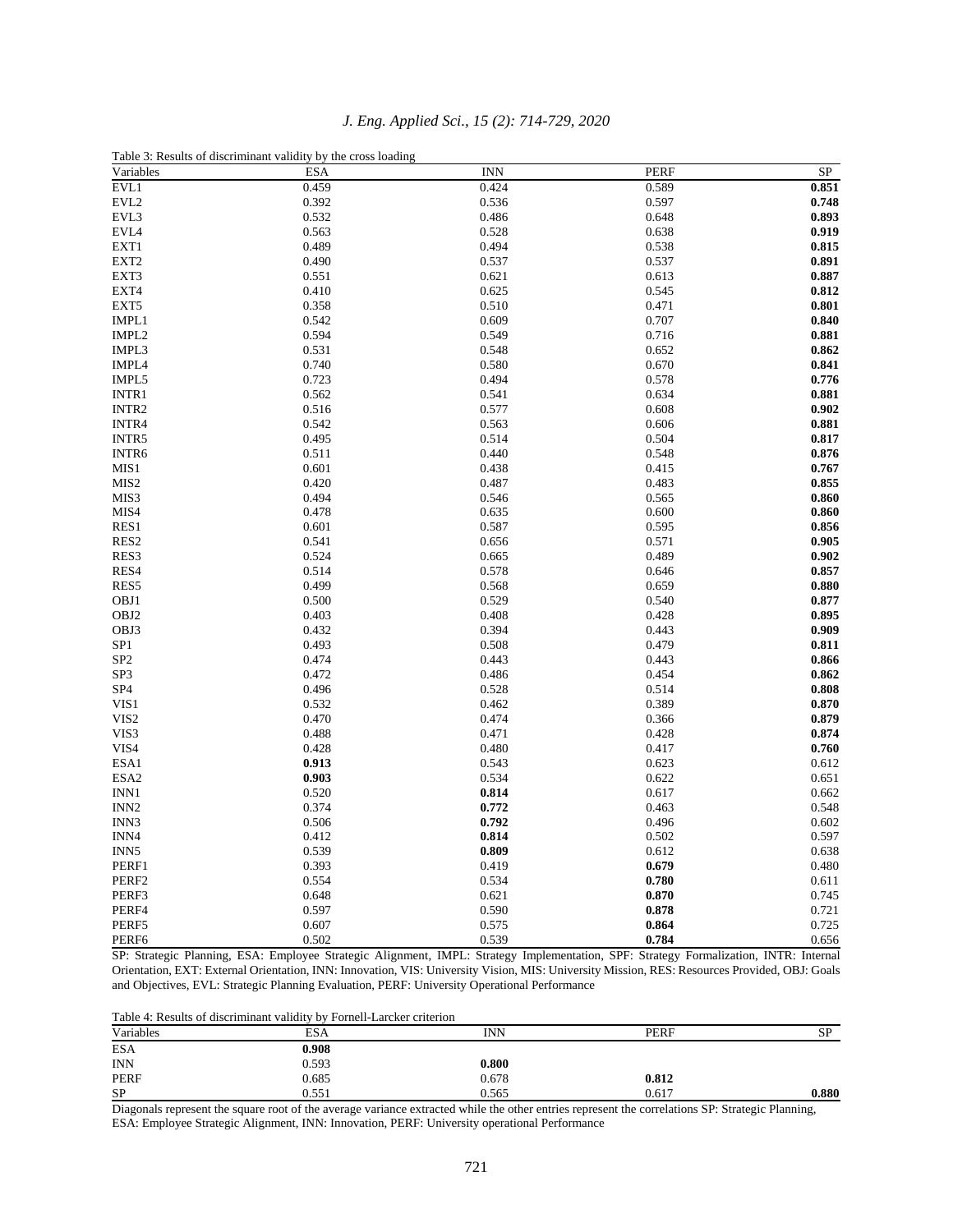Table 3: Results of discriminant validity by the cross loading

| Variables | ESA | INN | PERF | SP |
|---|---|---|---|---|
| EVL1 | 0.459 | 0.424 | 0.589 | **0.851** |
| EVL2 | 0.392 | 0.536 | 0.597 | **0.748** |
| EVL3 | 0.532 | 0.486 | 0.648 | **0.893** |
| EVL4 | 0.563 | 0.528 | 0.638 | **0.919** |
| EXT1 | 0.489 | 0.494 | 0.538 | **0.815** |
| EXT2 | 0.490 | 0.537 | 0.537 | **0.891** |
| EXT3 | 0.551 | 0.621 | 0.613 | **0.887** |
| EXT4 | 0.410 | 0.625 | 0.545 | **0.812** |
| EXT5 | 0.358 | 0.510 | 0.471 | **0.801** |
| IMPL1 | 0.542 | 0.609 | 0.707 | **0.840** |
| IMPL2 | 0.594 | 0.549 | 0.716 | **0.881** |
| IMPL3 | 0.531 | 0.548 | 0.652 | **0.862** |
| IMPL4 | 0.740 | 0.580 | 0.670 | **0.841** |
| IMPL5 | 0.723 | 0.494 | 0.578 | **0.776** |
| INTR1 | 0.562 | 0.541 | 0.634 | **0.881** |
| INTR2 | 0.516 | 0.577 | 0.608 | **0.902** |
| INTR4 | 0.542 | 0.563 | 0.606 | **0.881** |
| INTR5 | 0.495 | 0.514 | 0.504 | **0.817** |
| INTR6 | 0.511 | 0.440 | 0.548 | **0.876** |
| MIS1 | 0.601 | 0.438 | 0.415 | **0.767** |
| MIS2 | 0.420 | 0.487 | 0.483 | **0.855** |
| MIS3 | 0.494 | 0.546 | 0.565 | **0.860** |
| MIS4 | 0.478 | 0.635 | 0.600 | **0.860** |
| RES1 | 0.601 | 0.587 | 0.595 | **0.856** |
| RES2 | 0.541 | 0.656 | 0.571 | **0.905** |
| RES3 | 0.524 | 0.665 | 0.489 | **0.902** |
| RES4 | 0.514 | 0.578 | 0.646 | **0.857** |
| RES5 | 0.499 | 0.568 | 0.659 | **0.880** |
| OBJ1 | 0.500 | 0.529 | 0.540 | **0.877** |
| OBJ2 | 0.403 | 0.408 | 0.428 | **0.895** |
| OBJ3 | 0.432 | 0.394 | 0.443 | **0.909** |
| SP1 | 0.493 | 0.508 | 0.479 | **0.811** |
| SP2 | 0.474 | 0.443 | 0.443 | **0.866** |
| SP3 | 0.472 | 0.486 | 0.454 | **0.862** |
| SP4 | 0.496 | 0.528 | 0.514 | **0.808** |
| VIS1 | 0.532 | 0.462 | 0.389 | **0.870** |
| VIS2 | 0.470 | 0.474 | 0.366 | **0.879** |
| VIS3 | 0.488 | 0.471 | 0.428 | **0.874** |
| VIS4 | 0.428 | 0.480 | 0.417 | **0.760** |
| ESA1 | **0.913** | 0.543 | 0.623 | 0.612 |
| ESA2 | **0.903** | 0.534 | 0.622 | 0.651 |
| INN1 | 0.520 | **0.814** | 0.617 | 0.662 |
| INN2 | 0.374 | **0.772** | 0.463 | 0.548 |
| INN3 | 0.506 | **0.792** | 0.496 | 0.602 |
| INN4 | 0.412 | **0.814** | 0.502 | 0.597 |
| INN5 | 0.539 | **0.809** | 0.612 | 0.638 |
| PERF1 | 0.393 | 0.419 | **0.679** | 0.480 |
| PERF2 | 0.554 | 0.534 | **0.780** | 0.611 |
| PERF3 | 0.648 | 0.621 | **0.870** | 0.745 |
| PERF4 | 0.597 | 0.590 | **0.878** | 0.721 |
| PERF5 | 0.607 | 0.575 | **0.864** | 0.725 |
| PERF6 | 0.502 | 0.539 | **0.784** | 0.656 |

SP: Strategic Planning, ESA: Employee Strategic Alignment, IMPL: Strategy Implementation, SPF: Strategy Formalization, INTR: Internal Orientation, EXT: External Orientation, INN: Innovation, VIS: University Vision, MIS: University Mission, RES: Resources Provided, OBJ: Goals and Objectives, EVL: Strategic Planning Evaluation, PERF: University Operational Performance

Table 4: Results of discriminant validity by Fornell-Larcker criterion

| Variables | ESA | INN | PERF | SP |
|---|---|---|---|---|
| ESA | **0.908** | | | |
| INN | 0.593 | **0.800** | | |
| PERF | 0.685 | 0.678 | **0.812** | |
| SP | 0.551 | 0.565 | 0.617 | **0.880** |

Diagonals represent the square root of the average variance extracted while the other entries represent the correlations SP: Strategic Planning, ESA: Employee Strategic Alignment, INN: Innovation, PERF: University operational Performance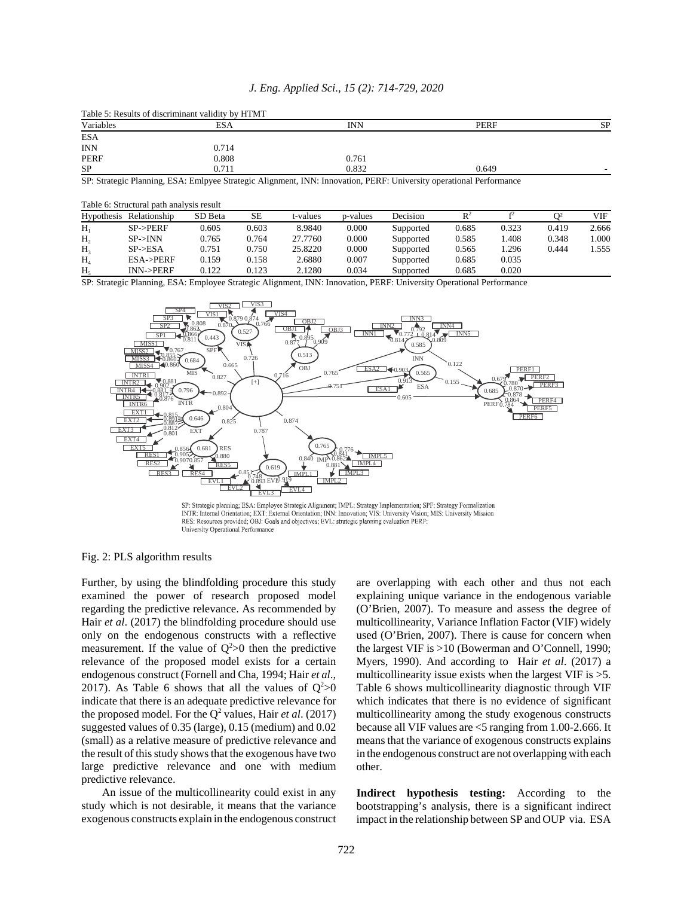Table 5: Results of discriminant validity by HTMT

| Variables | ESA | INN | PERF | SP |
|---|---|---|---|---|
| ESA | | | | |
| INN | 0.714 | | | |
| PERF | 0.808 | 0.761 | | |
| SP | 0.711 | 0.832 | 0.649 | - |

SP: Strategic Planning, ESA: Emlpyee Strategic Alignment, INN: Innovation, PERF: University operational Performance

Table 6: Structural path analysis result

| Hypothesis | Relationship | SD Beta | SE | t-values | p-values | Decision | $R^2$ | $f^2$ | $Q^2$ | VIF |
|---|---|---|---|---|---|---|---|---|---|---|
| $H_1$ | SP->PERF | 0.605 | 0.603 | 8.9840 | 0.000 | Supported | 0.685 | 0.323 | 0.419 | 2.666 |
| $H_2$ | SP->INN | 0.765 | 0.764 | 27.7760 | 0.000 | Supported | 0.585 | 1.408 | 0.348 | 1.000 |
| $H_3$ | SP->ESA | 0.751 | 0.750 | 25.8220 | 0.000 | Supported | 0.565 | 1.296 | 0.444 | 1.555 |
| $H_4$ | ESA->PERF | 0.159 | 0.158 | 2.6880 | 0.007 | Supported | 0.685 | 0.035 | | |
| $H_5$ | INN->PERF | 0.122 | 0.123 | 2.1280 | 0.034 | Supported | 0.685 | 0.020 | | |

SP: Strategic Planning, ESA: Employee Strategic Alignment, INN: Innovation, PERF: University Operational Performance

SP: Strategic planning; ESA: Employee Strategic Alignment; IMPL: Strategy Implementation; SPF: Strategy Formalization INTR: Internal Orientation; EXT: External Orientation; INN: Innovation; VIS: University Vision; MIS: University Mission RES: Resources provided; OBJ: Goals and objectives; EVL: strategic planning evaluation PERF: University Operational Performance

Fig. 2: PLS algorithm results

Further, by using the blindfolding procedure this study examined the power of research proposed model regarding the predictive relevance. As recommended by Hair *et al*. (2017) the blindfolding procedure should use only on the endogenous constructs with a reflective measurement. If the value of $Q^2>0$ then the predictive relevance of the proposed model exists for a certain endogenous construct (Fornell and Cha, 1994; Hair *et al*., 2017). As Table 6 shows that all the values of $Q^2>0$ indicate that there is an adequate predictive relevance for the proposed model. For the $Q^2$ values, Hair *et al*. (2017) suggested values of 0.35 (large), 0.15 (medium) and 0.02 (small) as a relative measure of predictive relevance and the result of this study shows that the exogenous have two large predictive relevance and one with medium predictive relevance.

An issue of the multicollinearity could exist in any study which is not desirable, it means that the variance exogenous constructs explain in the endogenous construct are overlapping with each other and thus not each explaining unique variance in the endogenous variable (O'Brien, 2007). To measure and assess the degree of multicollinearity, Variance Inflation Factor (VIF) widely used (O'Brien, 2007). There is cause for concern when the largest VIF is >10 (Bowerman and O'Connell, 1990; Myers, 1990). And according to Hair *et al*. (2017) a multicollinearity issue exists when the largest VIF is >5. Table 6 shows multicollinearity diagnostic through VIF which indicates that there is no evidence of significant multicollinearity among the study exogenous constructs because all VIF values are <5 ranging from 1.00-2.666. It means that the variance of exogenous constructs explains in the endogenous construct are not overlapping with each other.

**Indirect hypothesis testing:** According to the bootstrapping's analysis, there is a significant indirect impact in the relationship between SP and OUP via. ESA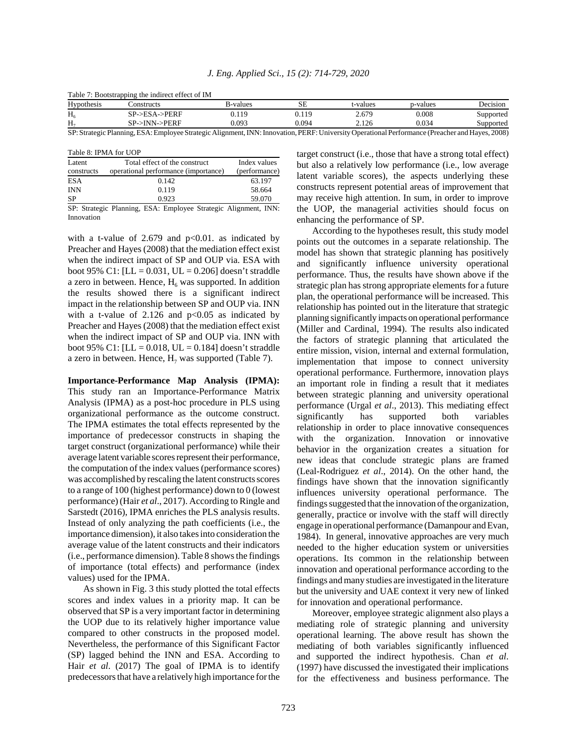Table 7: Bootstrapping the indirect effect of IM

| Hypothesis | Constructs | B-values | SE | t-values | p-values | Decision |
|---|---|---|---|---|---|---|
| $H_6$ | SP->ESA->PERF | 0.119 | 0.119 | 2.679 | 0.008 | Supported |
| $H_7$ | SP->INN->PERF | 0.093 | 0.094 | 2.126 | 0.034 | Supported |

SP: Strategic Planning, ESA: Employee Strategic Alignment, INN: Innovation, PERF: University Operational Performance (Preacher and Hayes, 2008)

Table 8: IPMA for UOP

| Latent constructs | Total effect of the construct operational performance (importance) | Index values (performance) |
|---|---|---|
| ESA | 0.142 | 63.197 |
| INN | 0.119 | 58.664 |
| SP | 0.923 | 59.070 |

SP: Strategic Planning, ESA: Employee Strategic Alignment, INN: Innovation

with a t-value of 2.679 and p<0.01. as indicated by Preacher and Hayes (2008) that the mediation effect exist when the indirect impact of SP and OUP via. ESA with boot 95% C1: [LL = 0.031, UL = 0.206] doesn't straddle a zero in between. Hence, $H_6$ was supported. In addition the results showed there is a significant indirect impact in the relationship between SP and OUP via. INN with a t-value of 2.126 and p<0.05 as indicated by Preacher and Hayes (2008) that the mediation effect exist when the indirect impact of SP and OUP via. INN with boot 95% C1: [LL = 0.018, UL = 0.184] doesn't straddle a zero in between. Hence, $H_7$ was supported (Table 7).

**Importance-Performance Map Analysis (IPMA):** This study ran an Importance-Performance Matrix Analysis (IPMA) as a post-hoc procedure in PLS using organizational performance as the outcome construct. The IPMA estimates the total effects represented by the importance of predecessor constructs in shaping the target construct (organizational performance) while their average latent variable scores represent their performance, the computation of the index values (performance scores) was accomplished by rescaling the latent constructs scores to a range of 100 (highest performance) down to 0 (lowest performance) (Hair *et al*., 2017). According to Ringle and Sarstedt (2016), IPMA enriches the PLS analysis results. Instead of only analyzing the path coefficients (i.e., the importance dimension), it also takes into consideration the average value of the latent constructs and their indicators (i.e., performance dimension). Table 8 shows the findings of importance (total effects) and performance (index values) used for the IPMA.

As shown in Fig. 3 this study plotted the total effects scores and index values in a priority map. It can be observed that SP is a very important factor in determining the UOP due to its relatively higher importance value compared to other constructs in the proposed model. Nevertheless, the performance of this Significant Factor (SP) lagged behind the INN and ESA. According to Hair *et al*. (2017) The goal of IPMA is to identify predecessors that have a relatively high importance for the target construct (i.e., those that have a strong total effect) but also a relatively low performance (i.e., low average latent variable scores), the aspects underlying these constructs represent potential areas of improvement that may receive high attention. In sum, in order to improve the UOP, the managerial activities should focus on enhancing the performance of SP.

According to the hypotheses result, this study model points out the outcomes in a separate relationship. The model has shown that strategic planning has positively and significantly influence university operational performance. Thus, the results have shown above if the strategic plan has strong appropriate elements for a future plan, the operational performance will be increased. This relationship has pointed out in the literature that strategic planning significantly impacts on operational performance (Miller and Cardinal, 1994). The results also indicated the factors of strategic planning that articulated the entire mission, vision, internal and external formulation, implementation that impose to connect university operational performance. Furthermore, innovation plays an important role in finding a result that it mediates between strategic planning and university operational performance (Urgal *et al*., 2013). This mediating effect significantly has supported both variables relationship in order to place innovative consequences with the organization. Innovation or innovative behavior in the organization creates a situation for new ideas that conclude strategic plans are framed (Leal-Rodriguez *et al*., 2014). On the other hand, the findings have shown that the innovation significantly influences university operational performance. The findings suggested that the innovation of the organization, generally, practice or involve with the staff will directly engage in operational performance (Damanpour and Evan, 1984). In general, innovative approaches are very much needed to the higher education system or universities operations. Its common in the relationship between innovation and operational performance according to the findings and many studies are investigated in the literature but the university and UAE context it very new of linked for innovation and operational performance.

Moreover, employee strategic alignment also plays a mediating role of strategic planning and university operational learning. The above result has shown the mediating of both variables significantly influenced and supported the indirect hypothesis. Chan *et al*. (1997) have discussed the investigated their implications for the effectiveness and business performance. The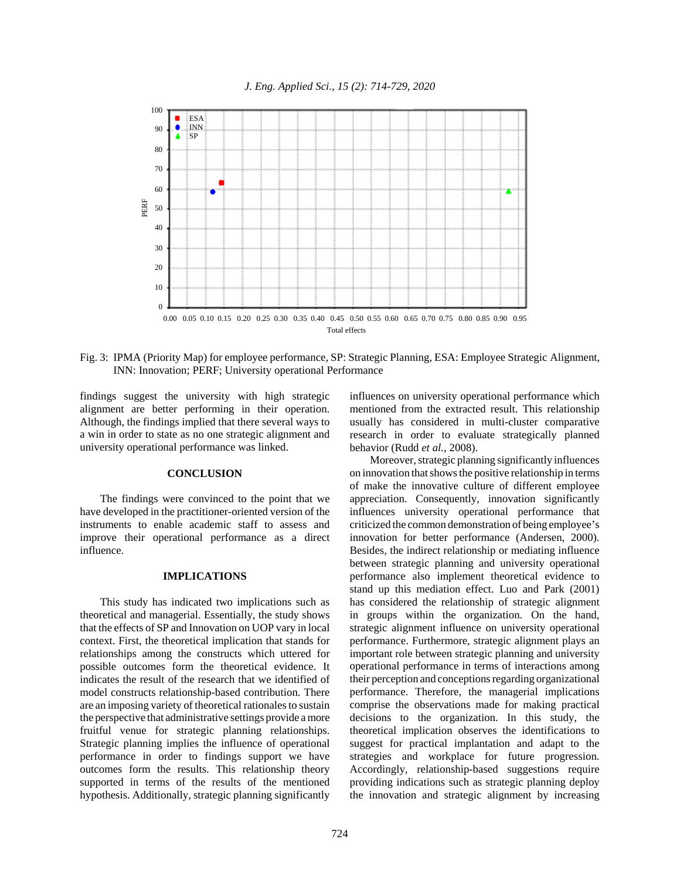Fig. 3: IPMA (Priority Map) for employee performance, SP: Strategic Planning, ESA: Employee Strategic Alignment, INN: Innovation; PERF; University operational Performance

findings suggest the university with high strategic alignment are better performing in their operation. Although, the findings implied that there several ways to a win in order to state as no one strategic alignment and university operational performance was linked.

## CONCLUSION

The findings were convinced to the point that we have developed in the practitioner-oriented version of the instruments to enable academic staff to assess and improve their operational performance as a direct influence.

## IMPLICATIONS

This study has indicated two implications such as theoretical and managerial. Essentially, the study shows that the effects of SP and Innovation on UOP vary in local context. First, the theoretical implication that stands for relationships among the constructs which uttered for possible outcomes form the theoretical evidence. It indicates the result of the research that we identified of model constructs relationship-based contribution. There are an imposing variety of theoretical rationales to sustain the perspective that administrative settings provide a more fruitful venue for strategic planning relationships. Strategic planning implies the influence of operational performance in order to findings support we have outcomes form the results. This relationship theory supported in terms of the results of the mentioned hypothesis. Additionally, strategic planning significantly influences on university operational performance which mentioned from the extracted result. This relationship usually has considered in multi-cluster comparative research in order to evaluate strategically planned behavior (Rudd *et al.*, 2008).

Moreover, strategic planning significantly influences on innovation that shows the positive relationship in terms of make the innovative culture of different employee appreciation. Consequently, innovation significantly influences university operational performance that criticized the common demonstration of being employee's innovation for better performance (Andersen, 2000). Besides, the indirect relationship or mediating influence between strategic planning and university operational performance also implement theoretical evidence to stand up this mediation effect. Luo and Park (2001) has considered the relationship of strategic alignment in groups within the organization. On the hand, strategic alignment influence on university operational performance. Furthermore, strategic alignment plays an important role between strategic planning and university operational performance in terms of interactions among their perception and conceptions regarding organizational performance. Therefore, the managerial implications comprise the observations made for making practical decisions to the organization. In this study, the theoretical implication observes the identifications to suggest for practical implantation and adapt to the strategies and workplace for future progression. Accordingly, relationship-based suggestions require providing indications such as strategic planning deploy the innovation and strategic alignment by increasing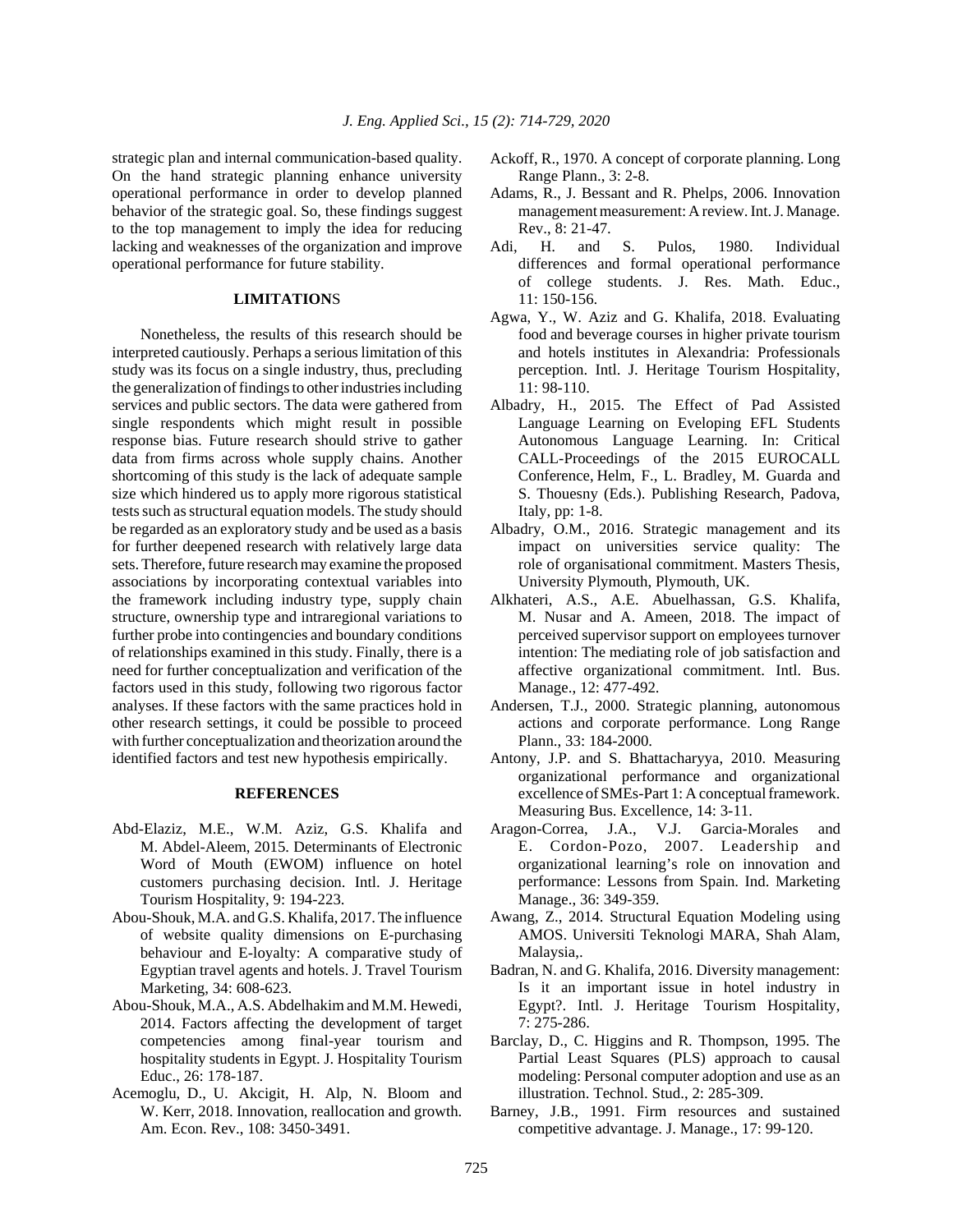strategic plan and internal communication-based quality. On the hand strategic planning enhance university operational performance in order to develop planned behavior of the strategic goal. So, these findings suggest to the top management to imply the idea for reducing lacking and weaknesses of the organization and improve operational performance for future stability.

## LIMITATIONS

Nonetheless, the results of this research should be interpreted cautiously. Perhaps a serious limitation of this study was its focus on a single industry, thus, precluding the generalization of findings to other industries including services and public sectors. The data were gathered from single respondents which might result in possible response bias. Future research should strive to gather data from firms across whole supply chains. Another shortcoming of this study is the lack of adequate sample size which hindered us to apply more rigorous statistical tests such as structural equation models. The study should be regarded as an exploratory study and be used as a basis for further deepened research with relatively large data sets. Therefore, future research may examine the proposed associations by incorporating contextual variables into the framework including industry type, supply chain structure, ownership type and intraregional variations to further probe into contingencies and boundary conditions of relationships examined in this study. Finally, there is a need for further conceptualization and verification of the factors used in this study, following two rigorous factor analyses. If these factors with the same practices hold in other research settings, it could be possible to proceed with further conceptualization and theorization around the identified factors and test new hypothesis empirically.

## REFERENCES

- Abd-Elaziz, M.E., W.M. Aziz, G.S. Khalifa and M. Abdel-Aleem, 2015. Determinants of Electronic Word of Mouth (EWOM) influence on hotel customers purchasing decision. Intl. J. Heritage Tourism Hospitality, 9: 194-223.
- Abou-Shouk, M.A. and G.S. Khalifa, 2017. The influence of website quality dimensions on E-purchasing behaviour and E-loyalty: A comparative study of Egyptian travel agents and hotels. J. Travel Tourism Marketing, 34: 608-623.
- Abou-Shouk, M.A., A.S. Abdelhakim and M.M. Hewedi, 2014. Factors affecting the development of target competencies among final-year tourism and hospitality students in Egypt. J. Hospitality Tourism Educ., 26: 178-187.
- Acemoglu, D., U. Akcigit, H. Alp, N. Bloom and W. Kerr, 2018. Innovation, reallocation and growth. Am. Econ. Rev., 108: 3450-3491.
- Ackoff, R., 1970. A concept of corporate planning. Long Range Plann., 3: 2-8.
- Adams, R., J. Bessant and R. Phelps, 2006. Innovation management measurement: A review. Int. J. Manage. Rev., 8: 21-47.
- Adi, H. and S. Pulos, 1980. Individual differences and formal operational performance of college students. J. Res. Math. Educ., 11: 150-156.
- Agwa, Y., W. Aziz and G. Khalifa, 2018. Evaluating food and beverage courses in higher private tourism and hotels institutes in Alexandria: Professionals perception. Intl. J. Heritage Tourism Hospitality, 11: 98-110.
- Albadry, H., 2015. The Effect of Pad Assisted Language Learning on Eveloping EFL Students Autonomous Language Learning. In: Critical CALL-Proceedings of the 2015 EUROCALL Conference, Helm, F., L. Bradley, M. Guarda and S. Thouesny (Eds.). Publishing Research, Padova, Italy, pp: 1-8.
- Albadry, O.M., 2016. Strategic management and its impact on universities service quality: The role of organisational commitment. Masters Thesis, University Plymouth, Plymouth, UK.
- Alkhateri, A.S., A.E. Abuelhassan, G.S. Khalifa, M. Nusar and A. Ameen, 2018. The impact of perceived supervisor support on employees turnover intention: The mediating role of job satisfaction and affective organizational commitment. Intl. Bus. Manage., 12: 477-492.
- Andersen, T.J., 2000. Strategic planning, autonomous actions and corporate performance. Long Range Plann., 33: 184-2000.
- Antony, J.P. and S. Bhattacharyya, 2010. Measuring organizational performance and organizational excellence of SMEs-Part 1: A conceptual framework. Measuring Bus. Excellence, 14: 3-11.
- Aragon-Correa, J.A., V.J. Garcia-Morales and E. Cordon-Pozo, 2007. Leadership and organizational learning's role on innovation and performance: Lessons from Spain. Ind. Marketing Manage., 36: 349-359.
- Awang, Z., 2014. Structural Equation Modeling using AMOS. Universiti Teknologi MARA, Shah Alam, Malaysia,.
- Badran, N. and G. Khalifa, 2016. Diversity management: Is it an important issue in hotel industry in Egypt?. Intl. J. Heritage Tourism Hospitality, 7: 275-286.
- Barclay, D., C. Higgins and R. Thompson, 1995. The Partial Least Squares (PLS) approach to causal modeling: Personal computer adoption and use as an illustration. Technol. Stud., 2: 285-309.
- Barney, J.B., 1991. Firm resources and sustained competitive advantage. J. Manage., 17: 99-120.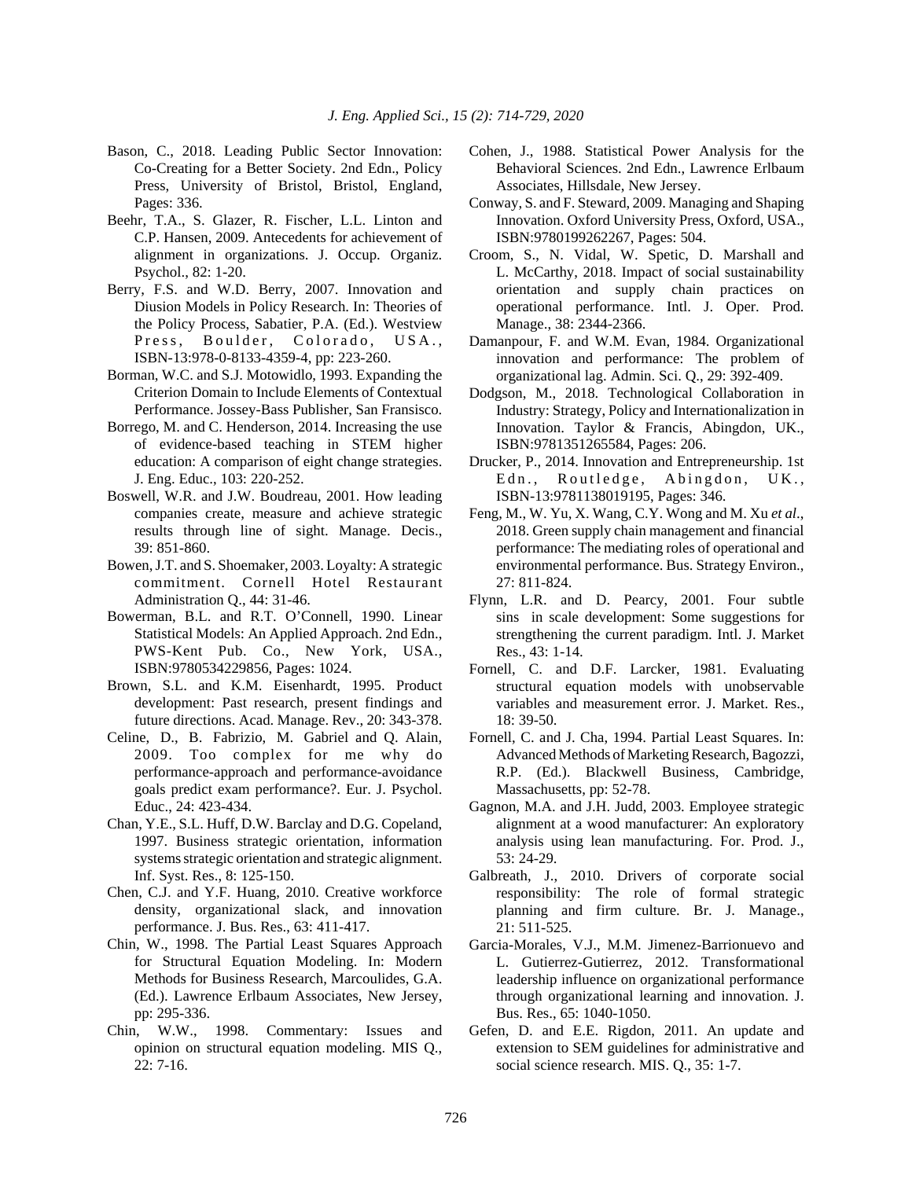Bason, C., 2018. Leading Public Sector Innovation: Co-Creating for a Better Society. 2nd Edn., Policy Press, University of Bristol, Bristol, England, Pages: 336.

Beehr, T.A., S. Glazer, R. Fischer, L.L. Linton and C.P. Hansen, 2009. Antecedents for achievement of alignment in organizations. J. Occup. Organiz. Psychol., 82: 1-20.

Berry, F.S. and W.D. Berry, 2007. Innovation and Diusion Models in Policy Research. In: Theories of the Policy Process, Sabatier, P.A. (Ed.). Westview Press, Boulder, Colorado, USA., ISBN-13:978-0-8133-4359-4, pp: 223-260.

Borman, W.C. and S.J. Motowidlo, 1993. Expanding the Criterion Domain to Include Elements of Contextual Performance. Jossey-Bass Publisher, San Fransisco.

Borrego, M. and C. Henderson, 2014. Increasing the use of evidence-based teaching in STEM higher education: A comparison of eight change strategies. J. Eng. Educ., 103: 220-252.

Boswell, W.R. and J.W. Boudreau, 2001. How leading companies create, measure and achieve strategic results through line of sight. Manage. Decis., 39: 851-860.

Bowen, J.T. and S. Shoemaker, 2003. Loyalty: A strategic commitment. Cornell Hotel Restaurant Administration Q., 44: 31-46.

Bowerman, B.L. and R.T. O'Connell, 1990. Linear Statistical Models: An Applied Approach. 2nd Edn., PWS-Kent Pub. Co., New York, USA., ISBN:9780534229856, Pages: 1024.

Brown, S.L. and K.M. Eisenhardt, 1995. Product development: Past research, present findings and future directions. Acad. Manage. Rev., 20: 343-378.

Celine, D., B. Fabrizio, M. Gabriel and Q. Alain, 2009. Too complex for me why do performance-approach and performance-avoidance goals predict exam performance?. Eur. J. Psychol. Educ., 24: 423-434.

Chan, Y.E., S.L. Huff, D.W. Barclay and D.G. Copeland, 1997. Business strategic orientation, information systems strategic orientation and strategic alignment. Inf. Syst. Res., 8: 125-150.

Chen, C.J. and Y.F. Huang, 2010. Creative workforce density, organizational slack, and innovation performance. J. Bus. Res., 63: 411-417.

Chin, W., 1998. The Partial Least Squares Approach for Structural Equation Modeling. In: Modern Methods for Business Research, Marcoulides, G.A. (Ed.). Lawrence Erlbaum Associates, New Jersey, pp: 295-336.

Chin, W.W., 1998. Commentary: Issues and opinion on structural equation modeling. MIS Q., 22: 7-16.

Cohen, J., 1988. Statistical Power Analysis for the Behavioral Sciences. 2nd Edn., Lawrence Erlbaum Associates, Hillsdale, New Jersey.

Conway, S. and F. Steward, 2009. Managing and Shaping Innovation. Oxford University Press, Oxford, USA., ISBN:9780199262267, Pages: 504.

Croom, S., N. Vidal, W. Spetic, D. Marshall and L. McCarthy, 2018. Impact of social sustainability orientation and supply chain practices on operational performance. Intl. J. Oper. Prod. Manage., 38: 2344-2366.

Damanpour, F. and W.M. Evan, 1984. Organizational innovation and performance: The problem of organizational lag. Admin. Sci. Q., 29: 392-409.

Dodgson, M., 2018. Technological Collaboration in Industry: Strategy, Policy and Internationalization in Innovation. Taylor & Francis, Abingdon, UK., ISBN:9781351265584, Pages: 206.

Drucker, P., 2014. Innovation and Entrepreneurship. 1st Edn., Routledge, Abingdon, UK., ISBN-13:9781138019195, Pages: 346.

Feng, M., W. Yu, X. Wang, C.Y. Wong and M. Xu *et al*., 2018. Green supply chain management and financial performance: The mediating roles of operational and environmental performance. Bus. Strategy Environ., 27: 811-824.

Flynn, L.R. and D. Pearcy, 2001. Four subtle sins in scale development: Some suggestions for strengthening the current paradigm. Intl. J. Market Res., 43: 1-14.

Fornell, C. and D.F. Larcker, 1981. Evaluating structural equation models with unobservable variables and measurement error. J. Market. Res., 18: 39-50.

Fornell, C. and J. Cha, 1994. Partial Least Squares. In: Advanced Methods of Marketing Research, Bagozzi, R.P. (Ed.). Blackwell Business, Cambridge, Massachusetts, pp: 52-78.

Gagnon, M.A. and J.H. Judd, 2003. Employee strategic alignment at a wood manufacturer: An exploratory analysis using lean manufacturing. For. Prod. J., 53: 24-29.

Galbreath, J., 2010. Drivers of corporate social responsibility: The role of formal strategic planning and firm culture. Br. J. Manage., 21: 511-525.

Garcia-Morales, V.J., M.M. Jimenez-Barrionuevo and L. Gutierrez-Gutierrez, 2012. Transformational leadership influence on organizational performance through organizational learning and innovation. J. Bus. Res., 65: 1040-1050.

Gefen, D. and E.E. Rigdon, 2011. An update and extension to SEM guidelines for administrative and social science research. MIS. Q., 35: 1-7.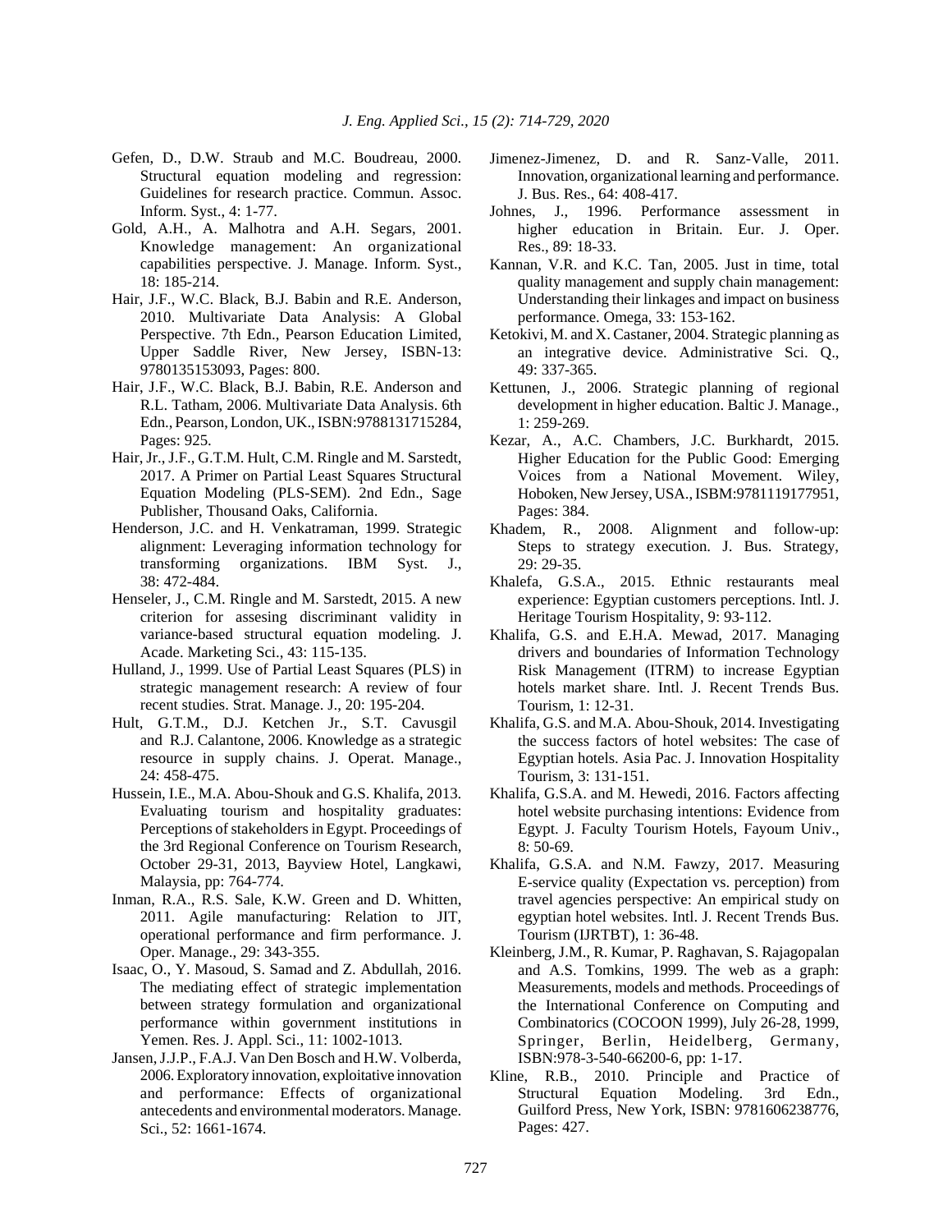Gefen, D., D.W. Straub and M.C. Boudreau, 2000. Structural equation modeling and regression: Guidelines for research practice. Commun. Assoc. Inform. Syst., 4: 1-77.

Gold, A.H., A. Malhotra and A.H. Segars, 2001. Knowledge management: An organizational capabilities perspective. J. Manage. Inform. Syst., 18: 185-214.

Hair, J.F., W.C. Black, B.J. Babin and R.E. Anderson, 2010. Multivariate Data Analysis: A Global Perspective. 7th Edn., Pearson Education Limited, Upper Saddle River, New Jersey, ISBN-13: 9780135153093, Pages: 800.

Hair, J.F., W.C. Black, B.J. Babin, R.E. Anderson and R.L. Tatham, 2006. Multivariate Data Analysis. 6th Edn., Pearson, London, UK., ISBN:9788131715284, Pages: 925.

Hair, Jr., J.F., G.T.M. Hult, C.M. Ringle and M. Sarstedt, 2017. A Primer on Partial Least Squares Structural Equation Modeling (PLS-SEM). 2nd Edn., Sage Publisher, Thousand Oaks, California.

Henderson, J.C. and H. Venkatraman, 1999. Strategic alignment: Leveraging information technology for transforming organizations. IBM Syst. J., 38: 472-484.

Henseler, J., C.M. Ringle and M. Sarstedt, 2015. A new criterion for assesing discriminant validity in variance-based structural equation modeling. J. Acade. Marketing Sci., 43: 115-135.

Hulland, J., 1999. Use of Partial Least Squares (PLS) in strategic management research: A review of four recent studies. Strat. Manage. J., 20: 195-204.

Hult, G.T.M., D.J. Ketchen Jr., S.T. Cavusgil and R.J. Calantone, 2006. Knowledge as a strategic resource in supply chains. J. Operat. Manage., 24: 458-475.

Hussein, I.E., M.A. Abou-Shouk and G.S. Khalifa, 2013. Evaluating tourism and hospitality graduates: Perceptions of stakeholders in Egypt. Proceedings of the 3rd Regional Conference on Tourism Research, October 29-31, 2013, Bayview Hotel, Langkawi, Malaysia, pp: 764-774.

Inman, R.A., R.S. Sale, K.W. Green and D. Whitten, 2011. Agile manufacturing: Relation to JIT, operational performance and firm performance. J. Oper. Manage., 29: 343-355.

Isaac, O., Y. Masoud, S. Samad and Z. Abdullah, 2016. The mediating effect of strategic implementation between strategy formulation and organizational performance within government institutions in Yemen. Res. J. Appl. Sci., 11: 1002-1013.

Jansen, J.J.P., F.A.J. Van Den Bosch and H.W. Volberda, 2006. Exploratory innovation, exploitative innovation and performance: Effects of organizational antecedents and environmental moderators. Manage. Sci., 52: 1661-1674.

Jimenez-Jimenez, D. and R. Sanz-Valle, 2011. Innovation, organizational learning and performance. J. Bus. Res., 64: 408-417.

Johnes, J., 1996. Performance assessment in higher education in Britain. Eur. J. Oper. Res., 89: 18-33.

Kannan, V.R. and K.C. Tan, 2005. Just in time, total quality management and supply chain management: Understanding their linkages and impact on business performance. Omega, 33: 153-162.

Ketokivi, M. and X. Castaner, 2004. Strategic planning as an integrative device. Administrative Sci. Q., 49: 337-365.

Kettunen, J., 2006. Strategic planning of regional development in higher education. Baltic J. Manage., 1: 259-269.

Kezar, A., A.C. Chambers, J.C. Burkhardt, 2015. Higher Education for the Public Good: Emerging Voices from a National Movement. Wiley, Hoboken, New Jersey, USA., ISBM:9781119177951, Pages: 384.

Khadem, R., 2008. Alignment and follow-up: Steps to strategy execution. J. Bus. Strategy, 29: 29-35.

Khalefa, G.S.A., 2015. Ethnic restaurants meal experience: Egyptian customers perceptions. Intl. J. Heritage Tourism Hospitality, 9: 93-112.

Khalifa, G.S. and E.H.A. Mewad, 2017. Managing drivers and boundaries of Information Technology Risk Management (ITRM) to increase Egyptian hotels market share. Intl. J. Recent Trends Bus. Tourism, 1: 12-31.

Khalifa, G.S. and M.A. Abou-Shouk, 2014. Investigating the success factors of hotel websites: The case of Egyptian hotels. Asia Pac. J. Innovation Hospitality Tourism, 3: 131-151.

Khalifa, G.S.A. and M. Hewedi, 2016. Factors affecting hotel website purchasing intentions: Evidence from Egypt. J. Faculty Tourism Hotels, Fayoum Univ., 8: 50-69.

Khalifa, G.S.A. and N.M. Fawzy, 2017. Measuring E-service quality (Expectation vs. perception) from travel agencies perspective: An empirical study on egyptian hotel websites. Intl. J. Recent Trends Bus. Tourism (IJRTBT), 1: 36-48.

Kleinberg, J.M., R. Kumar, P. Raghavan, S. Rajagopalan and A.S. Tomkins, 1999. The web as a graph: Measurements, models and methods. Proceedings of the International Conference on Computing and Combinatorics (COCOON 1999), July 26-28, 1999, Springer, Berlin, Heidelberg, Germany, ISBN:978-3-540-66200-6, pp: 1-17.

Kline, R.B., 2010. Principle and Practice of Structural Equation Modeling. 3rd Edn., Guilford Press, New York, ISBN: 9781606238776, Pages: 427.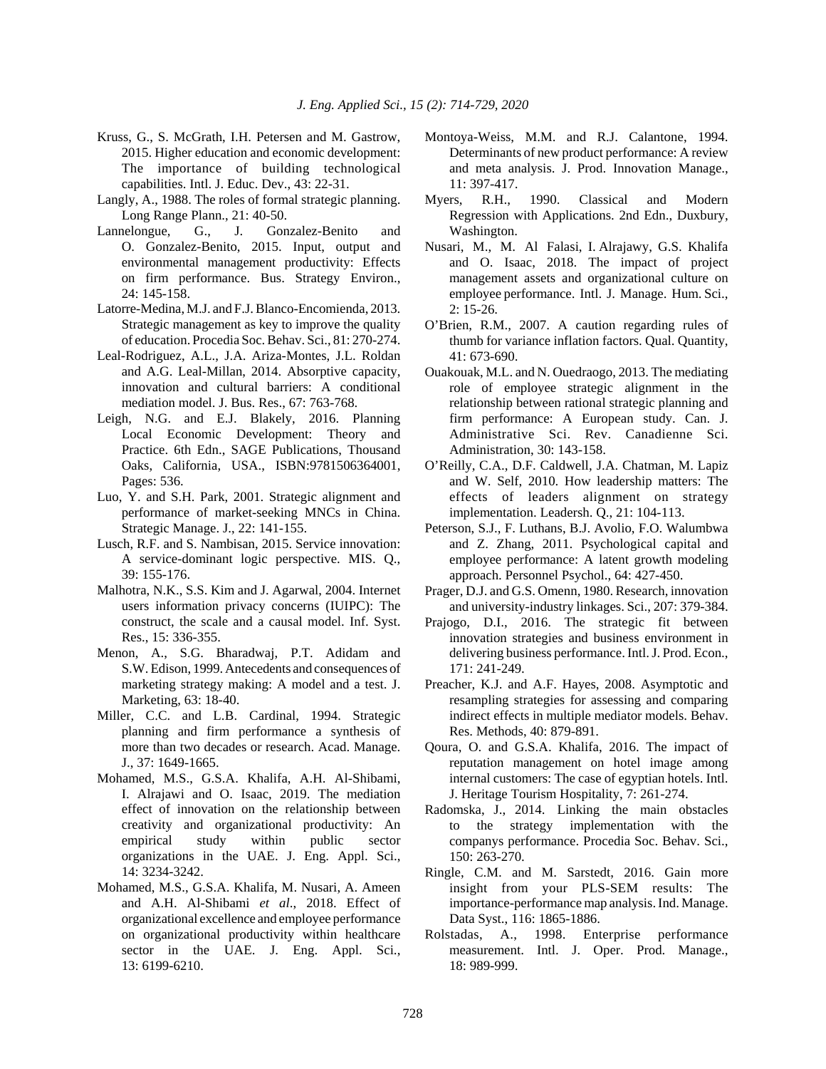Kruss, G., S. McGrath, I.H. Petersen and M. Gastrow, 2015. Higher education and economic development: The importance of building technological capabilities. Intl. J. Educ. Dev., 43: 22-31.

Langly, A., 1988. The roles of formal strategic planning. Long Range Plann., 21: 40-50.

Lannelongue, G., J. Gonzalez-Benito and O. Gonzalez-Benito, 2015. Input, output and environmental management productivity: Effects on firm performance. Bus. Strategy Environ., 24: 145-158.

Latorre-Medina, M.J. and F.J. Blanco-Encomienda, 2013. Strategic management as key to improve the quality of education. Procedia Soc. Behav. Sci., 81: 270-274.

Leal-Rodriguez, A.L., J.A. Ariza-Montes, J.L. Roldan and A.G. Leal-Millan, 2014. Absorptive capacity, innovation and cultural barriers: A conditional mediation model. J. Bus. Res., 67: 763-768.

Leigh, N.G. and E.J. Blakely, 2016. Planning Local Economic Development: Theory and Practice. 6th Edn., SAGE Publications, Thousand Oaks, California, USA., ISBN:9781506364001, Pages: 536.

Luo, Y. and S.H. Park, 2001. Strategic alignment and performance of market-seeking MNCs in China. Strategic Manage. J., 22: 141-155.

Lusch, R.F. and S. Nambisan, 2015. Service innovation: A service-dominant logic perspective. MIS. Q., 39: 155-176.

Malhotra, N.K., S.S. Kim and J. Agarwal, 2004. Internet users information privacy concerns (IUIPC): The construct, the scale and a causal model. Inf. Syst. Res., 15: 336-355.

Menon, A., S.G. Bharadwaj, P.T. Adidam and S.W. Edison, 1999. Antecedents and consequences of marketing strategy making: A model and a test. J. Marketing, 63: 18-40.

Miller, C.C. and L.B. Cardinal, 1994. Strategic planning and firm performance a synthesis of more than two decades or research. Acad. Manage. J., 37: 1649-1665.

Mohamed, M.S., G.S.A. Khalifa, A.H. Al-Shibami, I. Alrajawi and O. Isaac, 2019. The mediation effect of innovation on the relationship between creativity and organizational productivity: An empirical study within public sector organizations in the UAE. J. Eng. Appl. Sci., 14: 3234-3242.

Mohamed, M.S., G.S.A. Khalifa, M. Nusari, A. Ameen and A.H. Al-Shibami *et al*., 2018. Effect of organizational excellence and employee performance on organizational productivity within healthcare sector in the UAE. J. Eng. Appl. Sci., 13: 6199-6210.

Montoya-Weiss, M.M. and R.J. Calantone, 1994. Determinants of new product performance: A review and meta analysis. J. Prod. Innovation Manage., 11: 397-417.

Myers, R.H., 1990. Classical and Modern Regression with Applications. 2nd Edn., Duxbury, Washington.

Nusari, M., M. Al Falasi, I. Alrajawy, G.S. Khalifa and O. Isaac, 2018. The impact of project management assets and organizational culture on employee performance. Intl. J. Manage. Hum. Sci., 2: 15-26.

O'Brien, R.M., 2007. A caution regarding rules of thumb for variance inflation factors. Qual. Quantity, 41: 673-690.

Ouakouak, M.L. and N. Ouedraogo, 2013. The mediating role of employee strategic alignment in the relationship between rational strategic planning and firm performance: A European study. Can. J. Administrative Sci. Rev. Canadienne Sci. Administration, 30: 143-158.

O'Reilly, C.A., D.F. Caldwell, J.A. Chatman, M. Lapiz and W. Self, 2010. How leadership matters: The effects of leaders alignment on strategy implementation. Leadersh. Q., 21: 104-113.

Peterson, S.J., F. Luthans, B.J. Avolio, F.O. Walumbwa and Z. Zhang, 2011. Psychological capital and employee performance: A latent growth modeling approach. Personnel Psychol., 64: 427-450.

Prager, D.J. and G.S. Omenn, 1980. Research, innovation and university-industry linkages. Sci., 207: 379-384.

Prajogo, D.I., 2016. The strategic fit between innovation strategies and business environment in delivering business performance. Intl. J. Prod. Econ., 171: 241-249.

Preacher, K.J. and A.F. Hayes, 2008. Asymptotic and resampling strategies for assessing and comparing indirect effects in multiple mediator models. Behav. Res. Methods, 40: 879-891.

Qoura, O. and G.S.A. Khalifa, 2016. The impact of reputation management on hotel image among internal customers: The case of egyptian hotels. Intl. J. Heritage Tourism Hospitality, 7: 261-274.

Radomska, J., 2014. Linking the main obstacles to the strategy implementation with the companys performance. Procedia Soc. Behav. Sci., 150: 263-270.

Ringle, C.M. and M. Sarstedt, 2016. Gain more insight from your PLS-SEM results: The importance-performance map analysis. Ind. Manage. Data Syst., 116: 1865-1886.

Rolstadas, A., 1998. Enterprise performance measurement. Intl. J. Oper. Prod. Manage., 18: 989-999.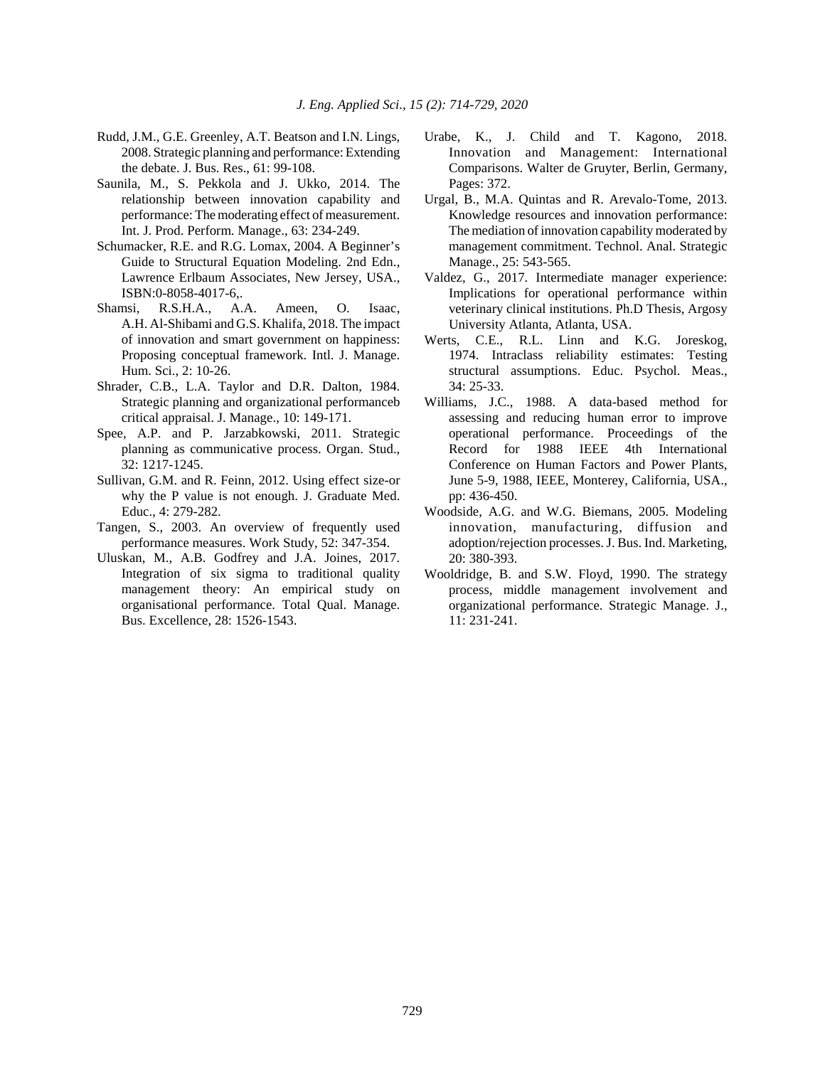Rudd, J.M., G.E. Greenley, A.T. Beatson and I.N. Lings, 2008. Strategic planning and performance: Extending the debate. J. Bus. Res., 61: 99-108.

Saunila, M., S. Pekkola and J. Ukko, 2014. The relationship between innovation capability and performance: The moderating effect of measurement. Int. J. Prod. Perform. Manage., 63: 234-249.

Schumacker, R.E. and R.G. Lomax, 2004. A Beginner's Guide to Structural Equation Modeling. 2nd Edn., Lawrence Erlbaum Associates, New Jersey, USA., ISBN:0-8058-4017-6,.

Shamsi, R.S.H.A., A.A. Ameen, O. Isaac, A.H. Al-Shibami and G.S. Khalifa, 2018. The impact of innovation and smart government on happiness: Proposing conceptual framework. Intl. J. Manage. Hum. Sci., 2: 10-26.

Shrader, C.B., L.A. Taylor and D.R. Dalton, 1984. Strategic planning and organizational performanceb critical appraisal. J. Manage., 10: 149-171.

Spee, A.P. and P. Jarzabkowski, 2011. Strategic planning as communicative process. Organ. Stud., 32: 1217-1245.

Sullivan, G.M. and R. Feinn, 2012. Using effect size-or why the P value is not enough. J. Graduate Med. Educ., 4: 279-282.

Tangen, S., 2003. An overview of frequently used performance measures. Work Study, 52: 347-354.

Uluskan, M., A.B. Godfrey and J.A. Joines, 2017. Integration of six sigma to traditional quality management theory: An empirical study on organisational performance. Total Qual. Manage. Bus. Excellence, 28: 1526-1543.

Urabe, K., J. Child and T. Kagono, 2018. Innovation and Management: International Comparisons. Walter de Gruyter, Berlin, Germany, Pages: 372.

Urgal, B., M.A. Quintas and R. Arevalo-Tome, 2013. Knowledge resources and innovation performance: The mediation of innovation capability moderated by management commitment. Technol. Anal. Strategic Manage., 25: 543-565.

Valdez, G., 2017. Intermediate manager experience: Implications for operational performance within veterinary clinical institutions. Ph.D Thesis, Argosy University Atlanta, Atlanta, USA.

Werts, C.E., R.L. Linn and K.G. Joreskog, 1974. Intraclass reliability estimates: Testing structural assumptions. Educ. Psychol. Meas., 34: 25-33.

Williams, J.C., 1988. A data-based method for assessing and reducing human error to improve operational performance. Proceedings of the Record for 1988 IEEE 4th International Conference on Human Factors and Power Plants, June 5-9, 1988, IEEE, Monterey, California, USA., pp: 436-450.

Woodside, A.G. and W.G. Biemans, 2005. Modeling innovation, manufacturing, diffusion and adoption/rejection processes. J. Bus. Ind. Marketing, 20: 380-393.

Wooldridge, B. and S.W. Floyd, 1990. The strategy process, middle management involvement and organizational performance. Strategic Manage. J., 11: 231-241.